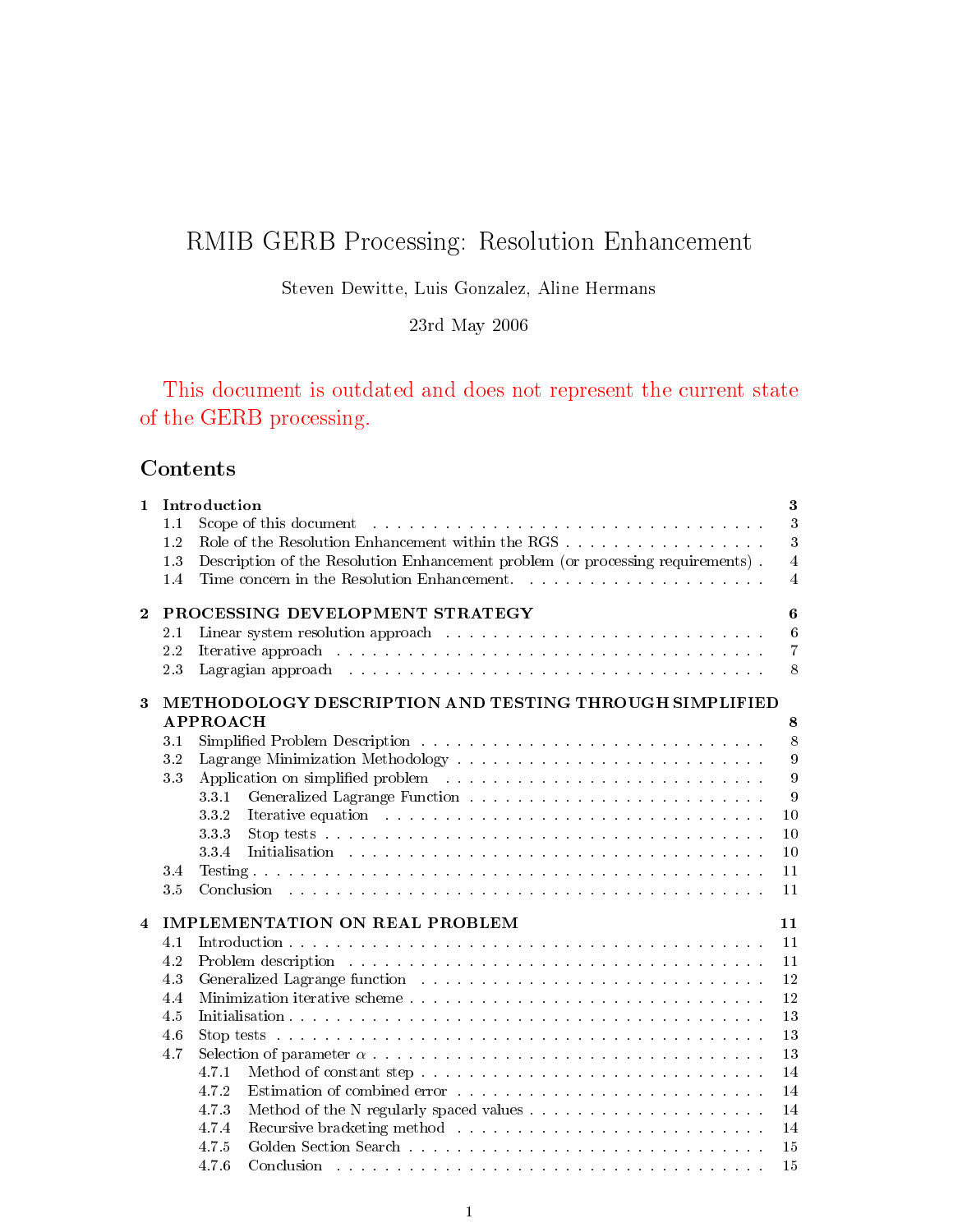# RMIB GERB Processing: Resolution Enhancement

Steven Dewitte, Luis Gonzalez, Aline Hermans

23rd May 2006

This document is outdated and does not represent the current state of the GERB processing.

## Contents

- **1 Introduction** — 3
  - 1.1 Scope of this document — 3
  - 1.2 Role of the Resolution Enhancement within the RGS — 3
  - 1.3 Description of the Resolution Enhancement problem (or processing requirements) — 4
  - 1.4 Time concern in the Resolution Enhancement. — 4
- **2 PROCESSING DEVELOPMENT STRATEGY** — 6
  - 2.1 Linear system resolution approach — 6
  - 2.2 Iterative approach — 7
  - 2.3 Lagragian approach — 8
- **3 METHODOLOGY DESCRIPTION AND TESTING THROUGH SIMPLIFIED APPROACH** — 8
  - 3.1 Simplified Problem Description — 8
  - 3.2 Lagrange Minimization Methodology — 9
  - 3.3 Application on simplified problem — 9
    - 3.3.1 Generalized Lagrange Function — 9
    - 3.3.2 Iterative equation — 10
    - 3.3.3 Stop tests — 10
    - 3.3.4 Initialisation — 10
  - 3.4 Testing — 11
  - 3.5 Conclusion — 11
- **4 IMPLEMENTATION ON REAL PROBLEM** — 11
  - 4.1 Introduction — 11
  - 4.2 Problem description — 11
  - 4.3 Generalized Lagrange function — 12
  - 4.4 Minimization iterative scheme — 12
  - 4.5 Initialisation — 13
  - 4.6 Stop tests — 13
  - 4.7 Selection of parameter $\alpha$ — 13
    - 4.7.1 Method of constant step — 14
    - 4.7.2 Estimation of combined error — 14
    - 4.7.3 Method of the N regularly spaced values — 14
    - 4.7.4 Recursive bracketing method — 14
    - 4.7.5 Golden Section Search — 15
    - 4.7.6 Conclusion — 15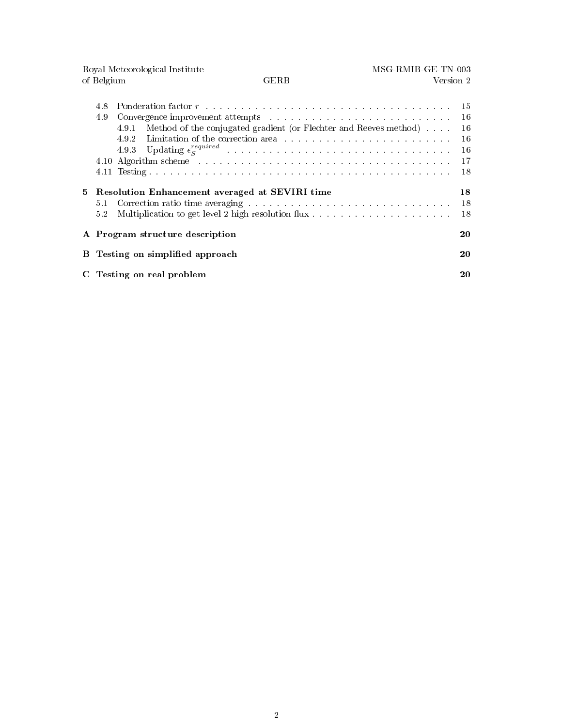4.8 Ponderation factor $r$ . . . . . . . . . . . . . . . . . . . . . . . . . . . . . . . . . . . . . . 15
4.9 Convergence improvement attempts . . . . . . . . . . . . . . . . . . . . . . . . . . . 16
4.9.1 Method of the conjugated gradient (or Flechter and Reeves method) . . . . 16
4.9.2 Limitation of the correction area . . . . . . . . . . . . . . . . . . . . . . . . 16
4.9.3 Updating $\epsilon_S^{required}$ . . . . . . . . . . . . . . . . . . . . . . . . . . . . . . . . 16
4.10 Algorithm scheme . . . . . . . . . . . . . . . . . . . . . . . . . . . . . . . . . . . . . 17
4.11 Testing . . . . . . . . . . . . . . . . . . . . . . . . . . . . . . . . . . . . . . . . . . . 18

**5 Resolution Enhancement averaged at SEVIRI time** **18**
5.1 Correction ratio time averaging . . . . . . . . . . . . . . . . . . . . . . . . . . . . . 18
5.2 Multiplication to get level 2 high resolution flux . . . . . . . . . . . . . . . . . . . . 18

**A Program structure description** **20**

**B Testing on simplified approach** **20**

**C Testing on real problem** **20**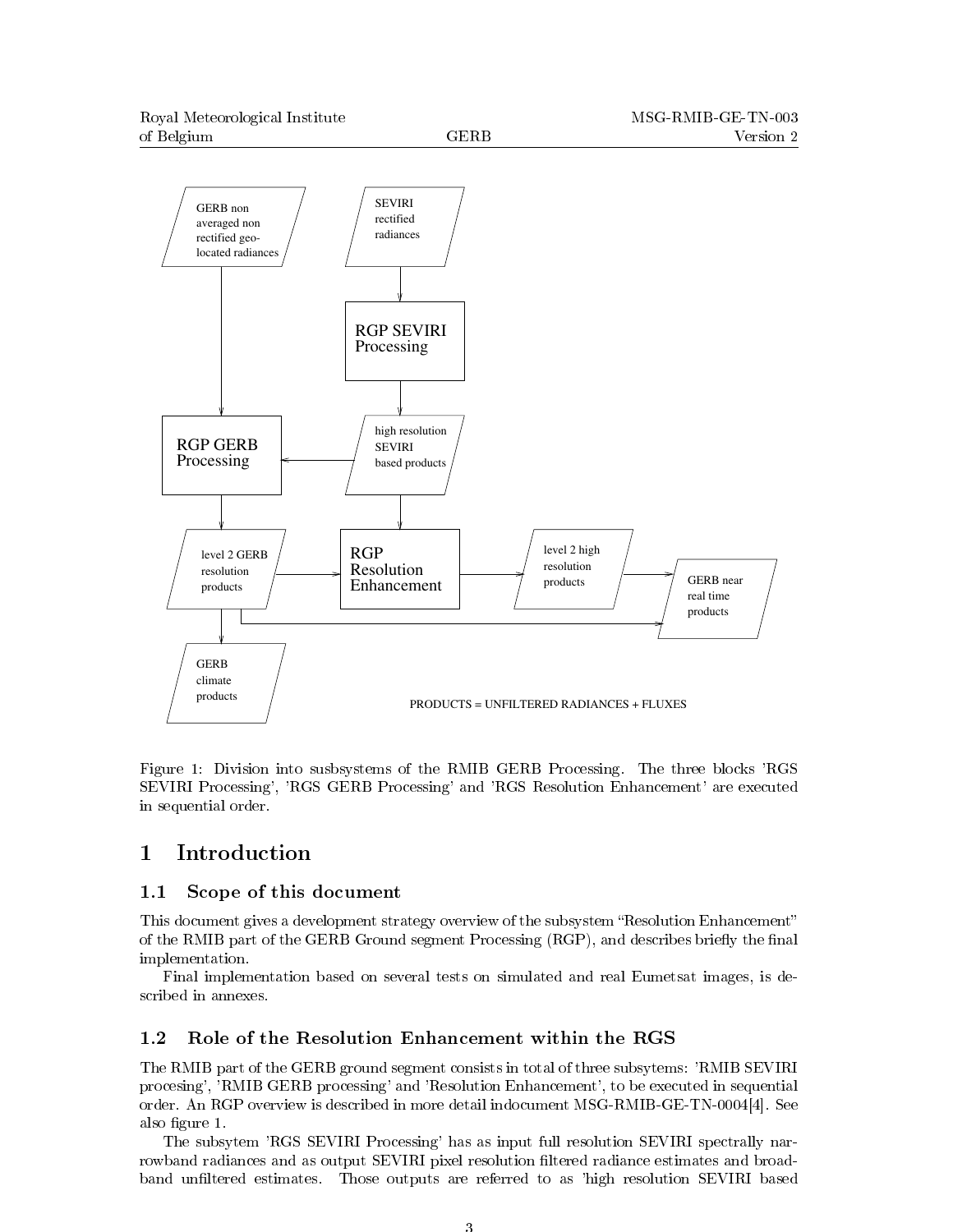Figure 1: Division into susbsystems of the RMIB GERB Processing. The three blocks 'RGS SEVIRI Processing', 'RGS GERB Processing' and 'RGS Resolution Enhancement' are executed in sequential order.

# 1 Introduction

## 1.1 Scope of this document

This document gives a development strategy overview of the subsystem "Resolution Enhancement" of the RMIB part of the GERB Ground segment Processing (RGP), and describes briefly the final implementation.

Final implementation based on several tests on simulated and real Eumetsat images, is described in annexes.

## 1.2 Role of the Resolution Enhancement within the RGS

The RMIB part of the GERB ground segment consists in total of three subsytems: 'RMIB SEVIRI procesing', 'RMIB GERB processing' and 'Resolution Enhancement', to be executed in sequential order. An RGP overview is described in more detail indocument MSG-RMIB-GE-TN-0004[4]. See also figure 1.

The subsytem 'RGS SEVIRI Processing' has as input full resolution SEVIRI spectrally narrowband radiances and as output SEVIRI pixel resolution filtered radiance estimates and broadband unfiltered estimates. Those outputs are referred to as 'high resolution SEVIRI based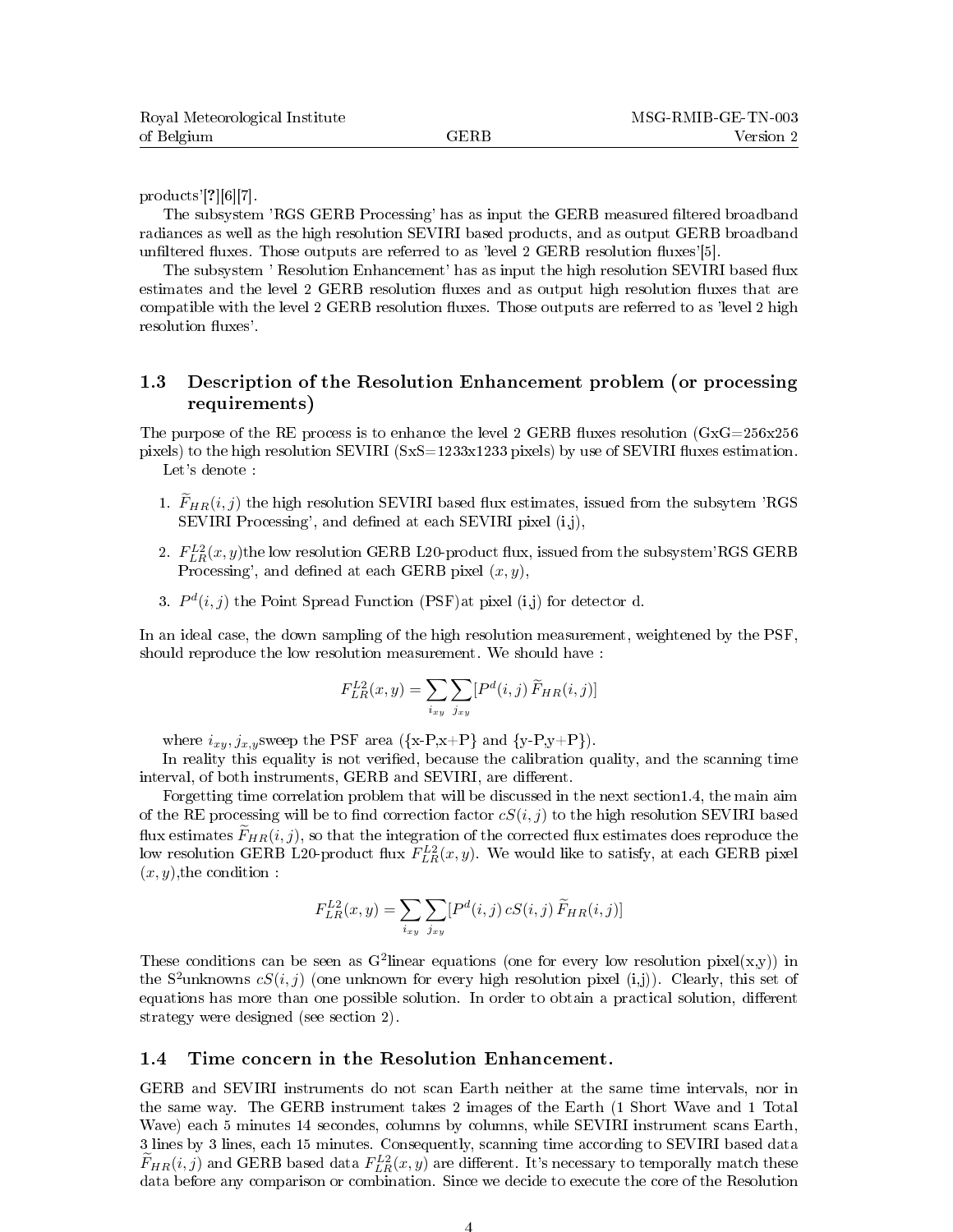products'[?][6][7].

The subsystem 'RGS GERB Processing' has as input the GERB measured filtered broadband radiances as well as the high resolution SEVIRI based products, and as output GERB broadband unfiltered fluxes. Those outputs are referred to as 'level 2 GERB resolution fluxes'[5].

The subsystem ' Resolution Enhancement' has as input the high resolution SEVIRI based flux estimates and the level 2 GERB resolution fluxes and as output high resolution fluxes that are compatible with the level 2 GERB resolution fluxes. Those outputs are referred to as 'level 2 high resolution fluxes'.

## 1.3 Description of the Resolution Enhancement problem (or processing requirements)

The purpose of the RE process is to enhance the level 2 GERB fluxes resolution (GxG=256x256 pixels) to the high resolution SEVIRI (SxS=1233x1233 pixels) by use of SEVIRI fluxes estimation.

Let's denote :

1. $\widetilde{F}_{HR}(i,j)$ the high resolution SEVIRI based flux estimates, issued from the subsytem 'RGS SEVIRI Processing', and defined at each SEVIRI pixel (i,j),
2. $F_{LR}^{L2}(x,y)$the low resolution GERB L20-product flux, issued from the subsystem'RGS GERB Processing', and defined at each GERB pixel $(x,y)$,
3. $P^d(i,j)$ the Point Spread Function (PSF)at pixel (i,j) for detector d.

In an ideal case, the down sampling of the high resolution measurement, weightened by the PSF, should reproduce the low resolution measurement. We should have :

$$F_{LR}^{L2}(x,y) = \sum_{i_{xy}} \sum_{j_{xy}} [P^d(i,j)\, \widetilde{F}_{HR}(i,j)]$$

where $i_{xy}, j_{x,y}$sweep the PSF area ({x-P,x+P} and {y-P,y+P}).

In reality this equality is not verified, because the calibration quality, and the scanning time interval, of both instruments, GERB and SEVIRI, are different.

Forgetting time correlation problem that will be discussed in the next section1.4, the main aim of the RE processing will be to find correction factor $cS(i,j)$ to the high resolution SEVIRI based flux estimates $\widetilde{F}_{HR}(i,j)$, so that the integration of the corrected flux estimates does reproduce the low resolution GERB L20-product flux $F_{LR}^{L2}(x,y)$. We would like to satisfy, at each GERB pixel $(x,y)$,the condition :

$$F_{LR}^{L2}(x,y) = \sum_{i_{xy}} \sum_{j_{xy}} [P^d(i,j)\, cS(i,j)\, \widetilde{F}_{HR}(i,j)]$$

These conditions can be seen as $G^2$linear equations (one for every low resolution pixel(x,y)) in the $S^2$unknowns $cS(i,j)$ (one unknown for every high resolution pixel (i,j)). Clearly, this set of equations has more than one possible solution. In order to obtain a practical solution, different strategy were designed (see section 2).

## 1.4 Time concern in the Resolution Enhancement.

GERB and SEVIRI instruments do not scan Earth neither at the same time intervals, nor in the same way. The GERB instrument takes 2 images of the Earth (1 Short Wave and 1 Total Wave) each 5 minutes 14 secondes, columns by columns, while SEVIRI instrument scans Earth, 3 lines by 3 lines, each 15 minutes. Consequently, scanning time according to SEVIRI based data $\widetilde{F}_{HR}(i,j)$ and GERB based data $F_{LR}^{L2}(x,y)$ are different. It's necessary to temporally match these data before any comparison or combination. Since we decide to execute the core of the Resolution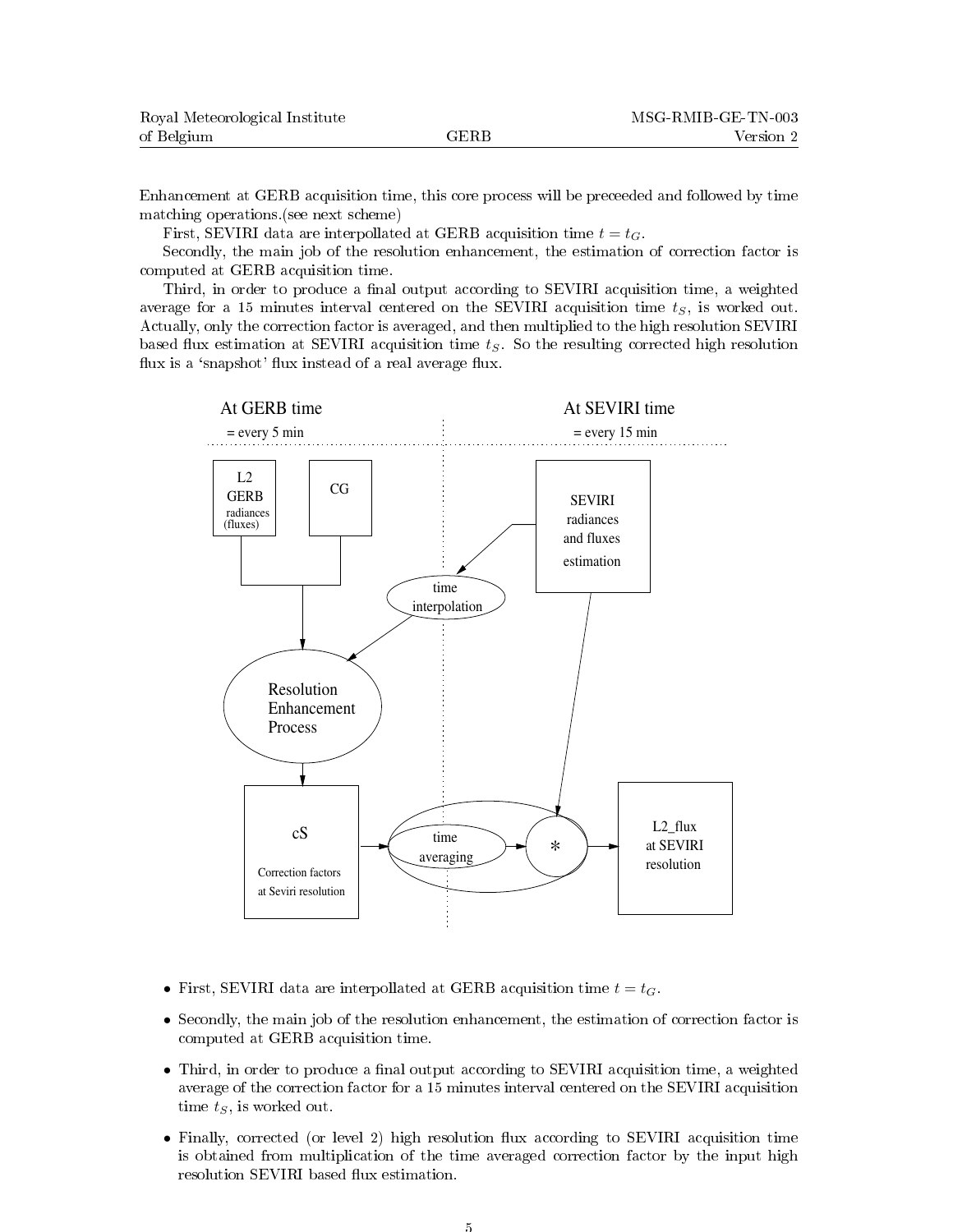Enhancement at GERB acquisition time, this core process will be preceeded and followed by time matching operations.(see next scheme)

First, SEVIRI data are interpollated at GERB acquisition time $t = t_G$.

Secondly, the main job of the resolution enhancement, the estimation of correction factor is computed at GERB acquisition time.

Third, in order to produce a final output according to SEVIRI acquisition time, a weighted average for a 15 minutes interval centered on the SEVIRI acquisition time $t_S$, is worked out. Actually, only the correction factor is averaged, and then multiplied to the high resolution SEVIRI based flux estimation at SEVIRI acquisition time $t_S$. So the resulting corrected high resolution flux is a 'snapshot' flux instead of a real average flux.

At GERB time = every 5 min | At SEVIRI time = every 15 min

L2 GERB radiances (fluxes) — CG — SEVIRI radiances and fluxes estimation — time interpolation — Resolution Enhancement Process — cS Correction factors at Seviri resolution — time averaging — * — L2_flux at SEVIRI resolution

- First, SEVIRI data are interpollated at GERB acquisition time $t = t_G$.
- Secondly, the main job of the resolution enhancement, the estimation of correction factor is computed at GERB acquisition time.
- Third, in order to produce a final output according to SEVIRI acquisition time, a weighted average of the correction factor for a 15 minutes interval centered on the SEVIRI acquisition time $t_S$, is worked out.
- Finally, corrected (or level 2) high resolution flux according to SEVIRI acquisition time is obtained from multiplication of the time averaged correction factor by the input high resolution SEVIRI based flux estimation.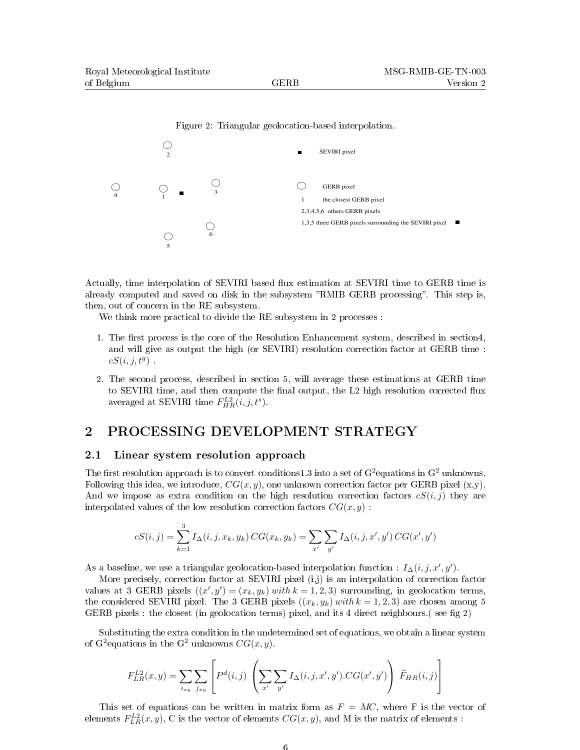Figure 2: Triangular geolocation-based interpolation.

Actually, time interpolation of SEVIRI based flux estimation at SEVIRI time to GERB time is already computed and saved on disk in the subsystem "RMIB GERB processing". This step is, then, out of concern in the RE subsystem.

We think more practical to divide the RE subsystem in 2 processes :

1. The first process is the core of the Resolution Enhancement system, described in section4, and will give as output the high (or SEVIRI) resolution correction factor at GERB time : $cS(i,j,t^g)$ .
2. The second process, described in section 5, will average these estimations at GERB time to SEVIRI time, and then compute the final output, the L2 high resolution corrected flux averaged at SEVIRI time $F_{HR}^{L2}(i,j,t^s)$.

## 2 PROCESSING DEVELOPMENT STRATEGY

### 2.1 Linear system resolution approach

The first resolution approach is to convert conditions1.3 into a set of G$^2$equations in G$^2$ unknowns. Following this idea, we introduce, $CG(x,y)$, one unknown correction factor per GERB pixel (x,y). And we impose as extra condition on the high resolution correction factors $cS(i,j)$ they are interpolated values of the low resolution correction factors $CG(x,y)$ :

$$cS(i,j) = \sum_{k=1}^{3} I_{\Delta}(i,j,x_k,y_k)\, CG(x_k,y_k) = \sum_{x'}\sum_{y'} I_{\Delta}(i,j,x',y')\, CG(x',y')$$

As a baseline, we use a triangular geolocation-based interpolation function : $I_{\Delta}(i,j,x',y')$.

More precisely, correction factor at SEVIRI pixel (i,j) is an interpolation of correction factor values at 3 GERB pixels ($(x',y') = (x_k,y_k)\ with\ k = 1,2,3$) surrounding, in geolocation terms, the considered SEVIRI pixel. The 3 GERB pixels ($(x_k,y_k)\ with\ k = 1,2,3$) are chosen among 5 GERB pixels : the closest (in geolocation terms) pixel, and its 4 direct neighbours.( see fig 2)

Substituting the extra condition in the undetermined set of equations, we obtain a linear system of G$^2$equations in the G$^2$ unknowns $CG(x,y)$.

$$F_{LR}^{L2}(x,y) = \sum_{i_{xy}}\sum_{j_{xy}} \left[ P^d(i,j) \left( \sum_{x'}\sum_{y'} I_{\Delta}(i,j,x',y').CG(x',y') \right) \widetilde{F}_{HR}(i,j) \right]$$

This set of equations can be written in matrix form as $F = MC$, where F is the vector of elements $F_{LR}^{L2}(x,y)$, C is the vector of elements $CG(x,y)$, and M is the matrix of elements :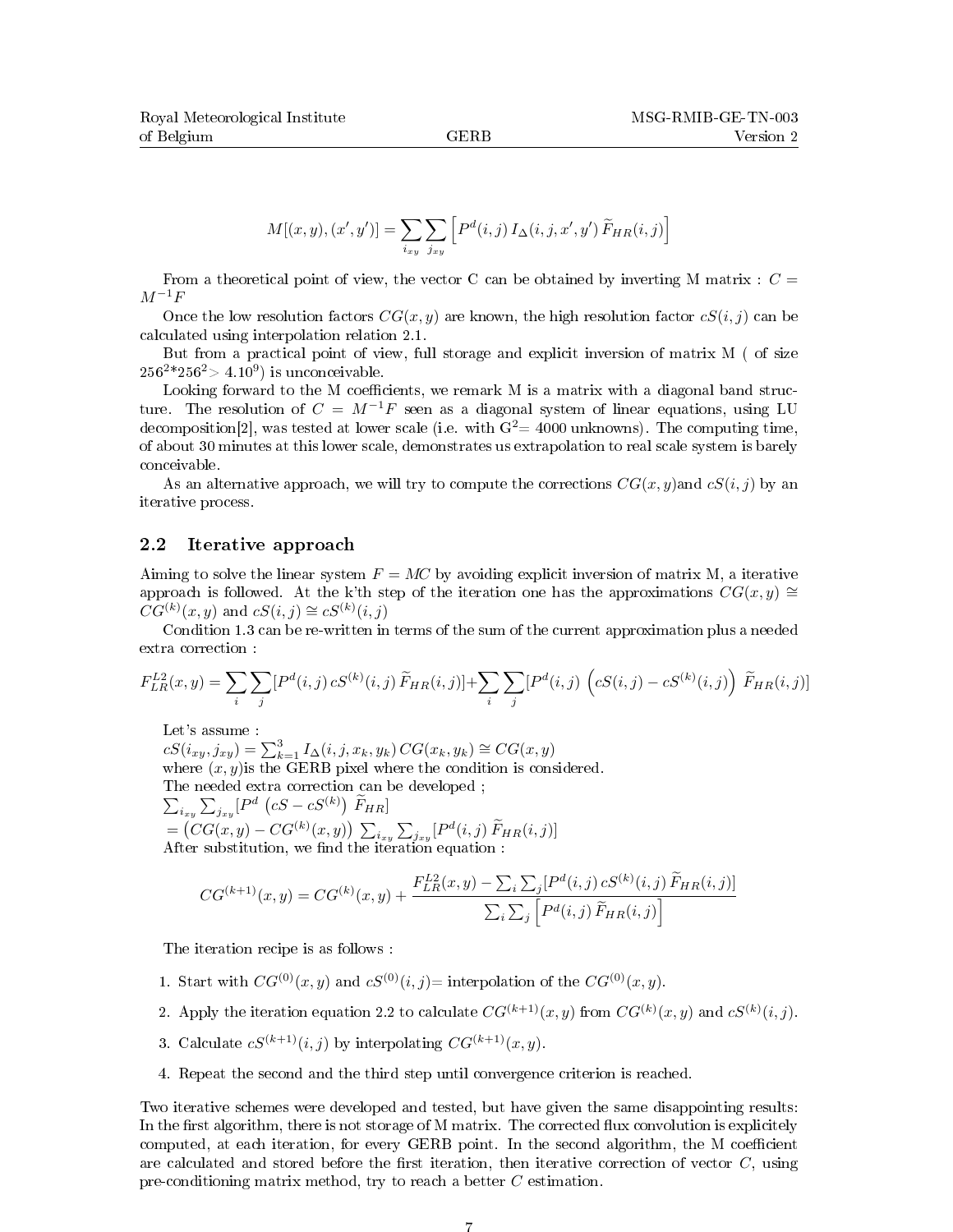$$M[(x,y),(x',y')] = \sum_{i_{xy}} \sum_{j_{xy}} \left[ P^d(i,j)\, I_\Delta(i,j,x',y')\, \widetilde{F}_{HR}(i,j) \right]$$

From a theoretical point of view, the vector C can be obtained by inverting M matrix : $C = M^{-1}F$

Once the low resolution factors $CG(x,y)$ are known, the high resolution factor $cS(i,j)$ can be calculated using interpolation relation 2.1.

But from a practical point of view, full storage and explicit inversion of matrix M ( of size $256^2 * 256^2 > 4.10^9$) is unconceivable.

Looking forward to the M coefficients, we remark M is a matrix with a diagonal band structure. The resolution of $C = M^{-1}F$ seen as a diagonal system of linear equations, using LU decomposition[2], was tested at lower scale (i.e. with $G^2 = 4000$ unknowns). The computing time, of about 30 minutes at this lower scale, demonstrates us extrapolation to real scale system is barely conceivable.

As an alternative approach, we will try to compute the corrections $CG(x,y)$and $cS(i,j)$ by an iterative process.

## 2.2 Iterative approach

Aiming to solve the linear system $F = MC$ by avoiding explicit inversion of matrix M, a iterative approach is followed. At the k'th step of the iteration one has the approximations $CG(x,y) \cong CG^{(k)}(x,y)$ and $cS(i,j) \cong cS^{(k)}(i,j)$

Condition 1.3 can be re-written in terms of the sum of the current approximation plus a needed extra correction :

$$F_{LR}^{L2}(x,y) = \sum_i \sum_j [P^d(i,j)\, cS^{(k)}(i,j)\, \widetilde{F}_{HR}(i,j)] + \sum_i \sum_j [P^d(i,j) \left( cS(i,j) - cS^{(k)}(i,j) \right) \widetilde{F}_{HR}(i,j)]$$

Let's assume :
$cS(i_{xy}, j_{xy}) = \sum_{k=1}^{3} I_\Delta(i,j,x_k,y_k)\, CG(x_k,y_k) \cong CG(x,y)$
where $(x,y)$is the GERB pixel where the condition is considered.
The needed extra correction can be developed ;
$\sum_{i_{xy}} \sum_{j_{xy}} [P^d \left( cS - cS^{(k)} \right) \widetilde{F}_{HR}]$
$= \left( CG(x,y) - CG^{(k)}(x,y) \right) \sum_{i_{xy}} \sum_{j_{xy}} [P^d(i,j)\, \widetilde{F}_{HR}(i,j)]$
After substitution, we find the iteration equation :

$$CG^{(k+1)}(x,y) = CG^{(k)}(x,y) + \frac{F_{LR}^{L2}(x,y) - \sum_i \sum_j [P^d(i,j)\, cS^{(k)}(i,j)\, \widetilde{F}_{HR}(i,j)]}{\sum_i \sum_j \left[ P^d(i,j)\, \widetilde{F}_{HR}(i,j) \right]}$$

The iteration recipe is as follows :

1. Start with $CG^{(0)}(x,y)$ and $cS^{(0)}(i,j)$= interpolation of the $CG^{(0)}(x,y)$.
2. Apply the iteration equation 2.2 to calculate $CG^{(k+1)}(x,y)$ from $CG^{(k)}(x,y)$ and $cS^{(k)}(i,j)$.
3. Calculate $cS^{(k+1)}(i,j)$ by interpolating $CG^{(k+1)}(x,y)$.
4. Repeat the second and the third step until convergence criterion is reached.

Two iterative schemes were developed and tested, but have given the same disappointing results: In the first algorithm, there is not storage of M matrix. The corrected flux convolution is explicitely computed, at each iteration, for every GERB point. In the second algorithm, the M coefficient are calculated and stored before the first iteration, then iterative correction of vector $C$, using pre-conditioning matrix method, try to reach a better $C$ estimation.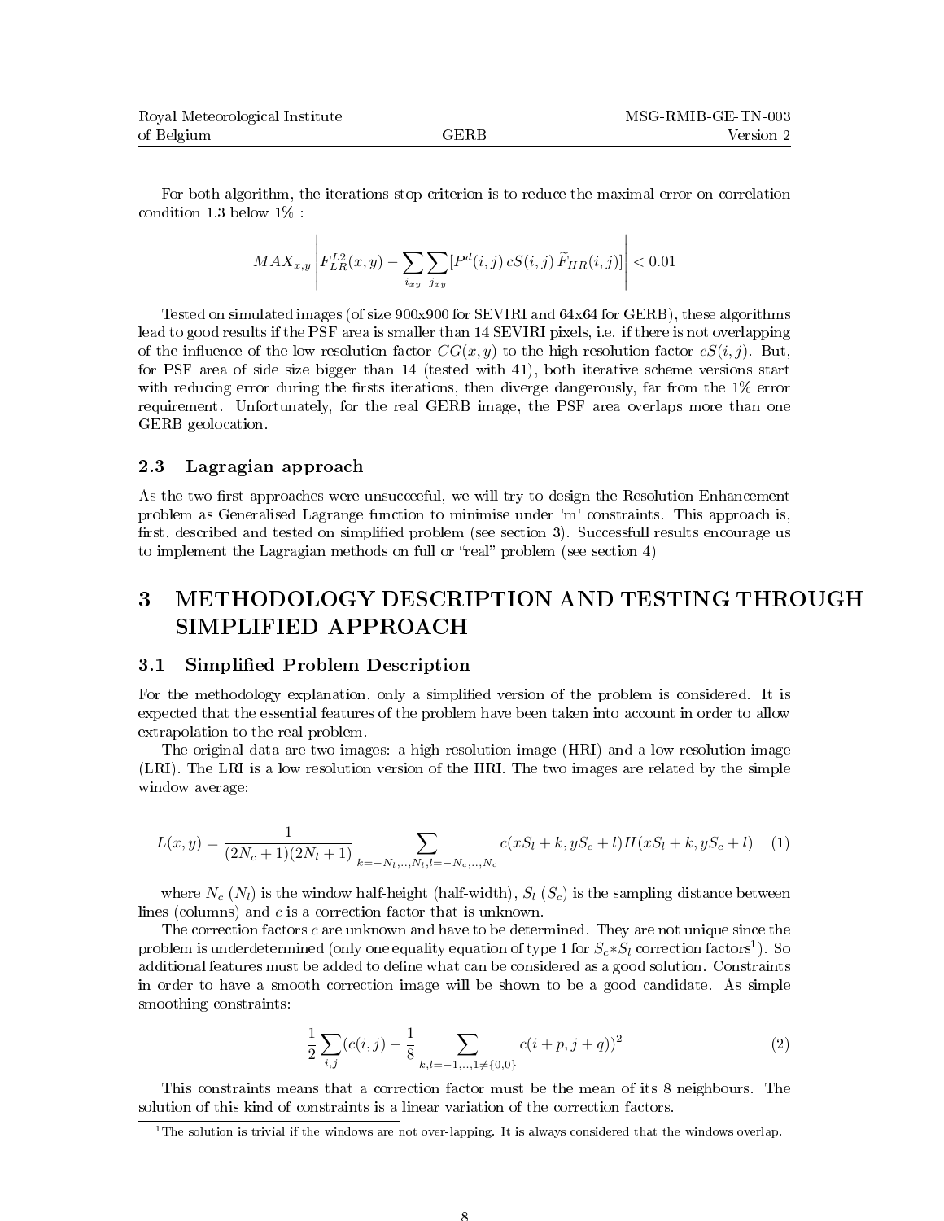For both algorithm, the iterations stop criterion is to reduce the maximal error on correlation condition 1.3 below 1% :

$$MAX_{x,y} \left| F_{LR}^{L2}(x,y) - \sum_{i_{xy}} \sum_{j_{xy}} [P^d(i,j)\, cS(i,j)\, \widetilde{F}_{HR}(i,j)] \right| < 0.01$$

Tested on simulated images (of size 900x900 for SEVIRI and 64x64 for GERB), these algorithms lead to good results if the PSF area is smaller than 14 SEVIRI pixels, i.e. if there is not overlapping of the influence of the low resolution factor $CG(x,y)$ to the high resolution factor $cS(i,j)$. But, for PSF area of side size bigger than 14 (tested with 41), both iterative scheme versions start with reducing error during the firsts iterations, then diverge dangerously, far from the 1% error requirement. Unfortunately, for the real GERB image, the PSF area overlaps more than one GERB geolocation.

### 2.3 Lagragian approach

As the two first approaches were unsucceeful, we will try to design the Resolution Enhancement problem as Generalised Lagrange function to minimise under 'm' constraints. This approach is, first, described and tested on simplified problem (see section 3). Successfull results encourage us to implement the Lagragian methods on full or "real" problem (see section 4)

## 3 METHODOLOGY DESCRIPTION AND TESTING THROUGH SIMPLIFIED APPROACH

### 3.1 Simplified Problem Description

For the methodology explanation, only a simplified version of the problem is considered. It is expected that the essential features of the problem have been taken into account in order to allow extrapolation to the real problem.

The original data are two images: a high resolution image (HRI) and a low resolution image (LRI). The LRI is a low resolution version of the HRI. The two images are related by the simple window average:

$$L(x,y) = \frac{1}{(2N_c+1)(2N_l+1)} \sum_{k=-N_l,..,N_l,l=-N_c,..,N_c} c(xS_l+k, yS_c+l)H(xS_l+k, yS_c+l) \quad (1)$$

where $N_c$ ($N_l$) is the window half-height (half-width), $S_l$ ($S_c$) is the sampling distance between lines (columns) and $c$ is a correction factor that is unknown.

The correction factors $c$ are unknown and have to be determined. They are not unique since the problem is underdetermined (only one equality equation of type 1 for $S_c * S_l$ correction factors[1]). So additional features must be added to define what can be considered as a good solution. Constraints in order to have a smooth correction image will be shown to be a good candidate. As simple smoothing constraints:

$$\frac{1}{2} \sum_{i,j} (c(i,j) - \frac{1}{8} \sum_{k,l=-1,..,1 \neq \{0,0\}} c(i+p, j+q))^2 \quad (2)$$

This constraints means that a correction factor must be the mean of its 8 neighbours. The solution of this kind of constraints is a linear variation of the correction factors.

[1] The solution is trivial if the windows are not over-lapping. It is always considered that the windows overlap.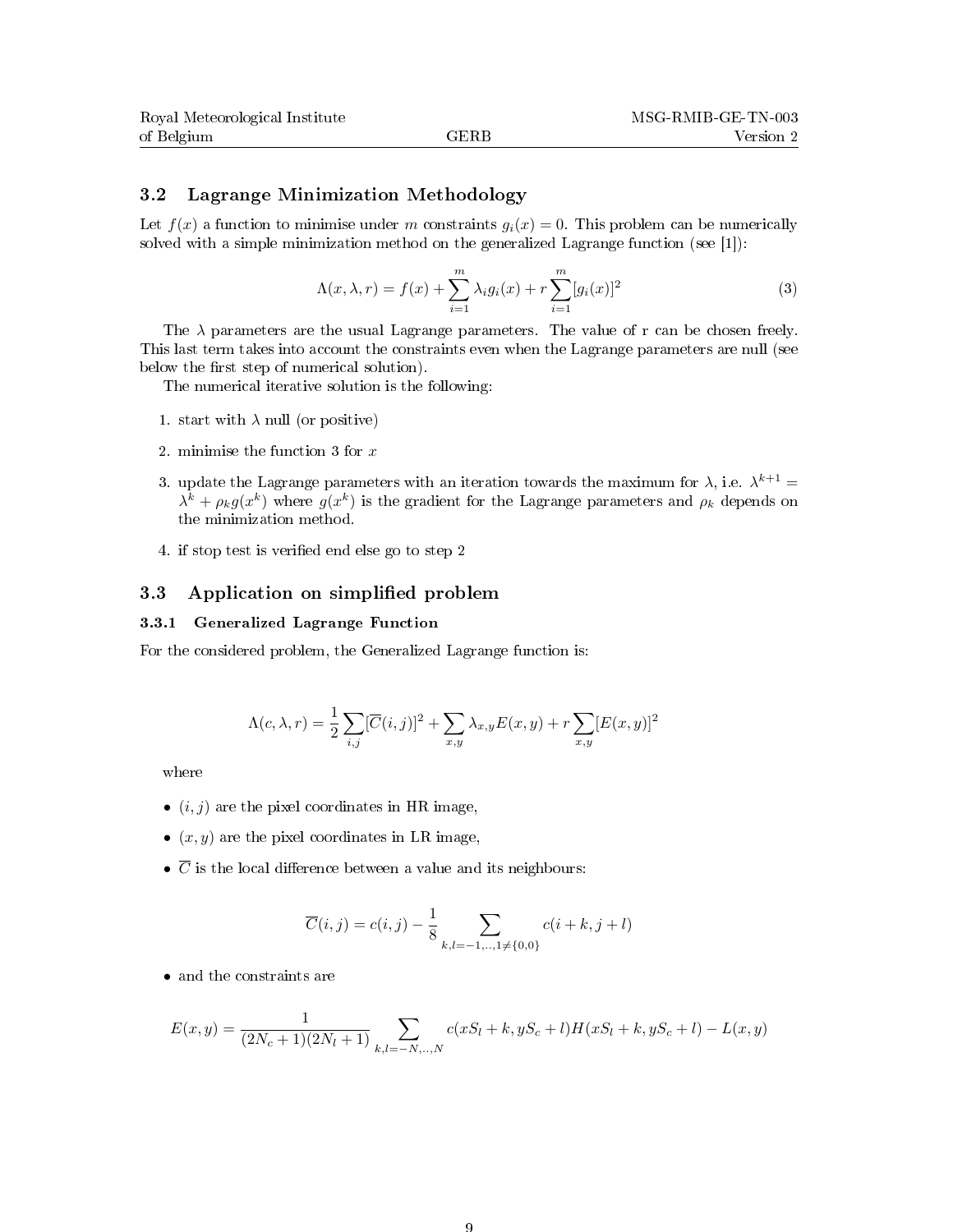### 3.2 Lagrange Minimization Methodology

Let $f(x)$ a function to minimise under $m$ constraints $g_i(x) = 0$. This problem can be numerically solved with a simple minimization method on the generalized Lagrange function (see [1]):

$$\Lambda(x, \lambda, r) = f(x) + \sum_{i=1}^{m} \lambda_i g_i(x) + r \sum_{i=1}^{m} [g_i(x)]^2 \tag{3}$$

The $\lambda$ parameters are the usual Lagrange parameters. The value of r can be chosen freely. This last term takes into account the constraints even when the Lagrange parameters are null (see below the first step of numerical solution).

The numerical iterative solution is the following:

1. start with $\lambda$ null (or positive)
2. minimise the function 3 for $x$
3. update the Lagrange parameters with an iteration towards the maximum for $\lambda$, i.e. $\lambda^{k+1} = \lambda^k + \rho_k g(x^k)$ where $g(x^k)$ is the gradient for the Lagrange parameters and $\rho_k$ depends on the minimization method.
4. if stop test is verified end else go to step 2

### 3.3 Application on simplified problem

#### 3.3.1 Generalized Lagrange Function

For the considered problem, the Generalized Lagrange function is:

$$\Lambda(c, \lambda, r) = \frac{1}{2} \sum_{i,j} [\overline{C}(i,j)]^2 + \sum_{x,y} \lambda_{x,y} E(x,y) + r \sum_{x,y} [E(x,y)]^2$$

where

- $(i, j)$ are the pixel coordinates in HR image,
- $(x, y)$ are the pixel coordinates in LR image,
- $\overline{C}$ is the local difference between a value and its neighbours:

$$\overline{C}(i,j) = c(i,j) - \frac{1}{8} \sum_{k,l=-1,..,1 \neq \{0,0\}} c(i+k, j+l)$$

- and the constraints are

$$E(x,y) = \frac{1}{(2N_c+1)(2N_l+1)} \sum_{k,l=-N,..,N} c(xS_l + k, yS_c + l) H(xS_l + k, yS_c + l) - L(x,y)$$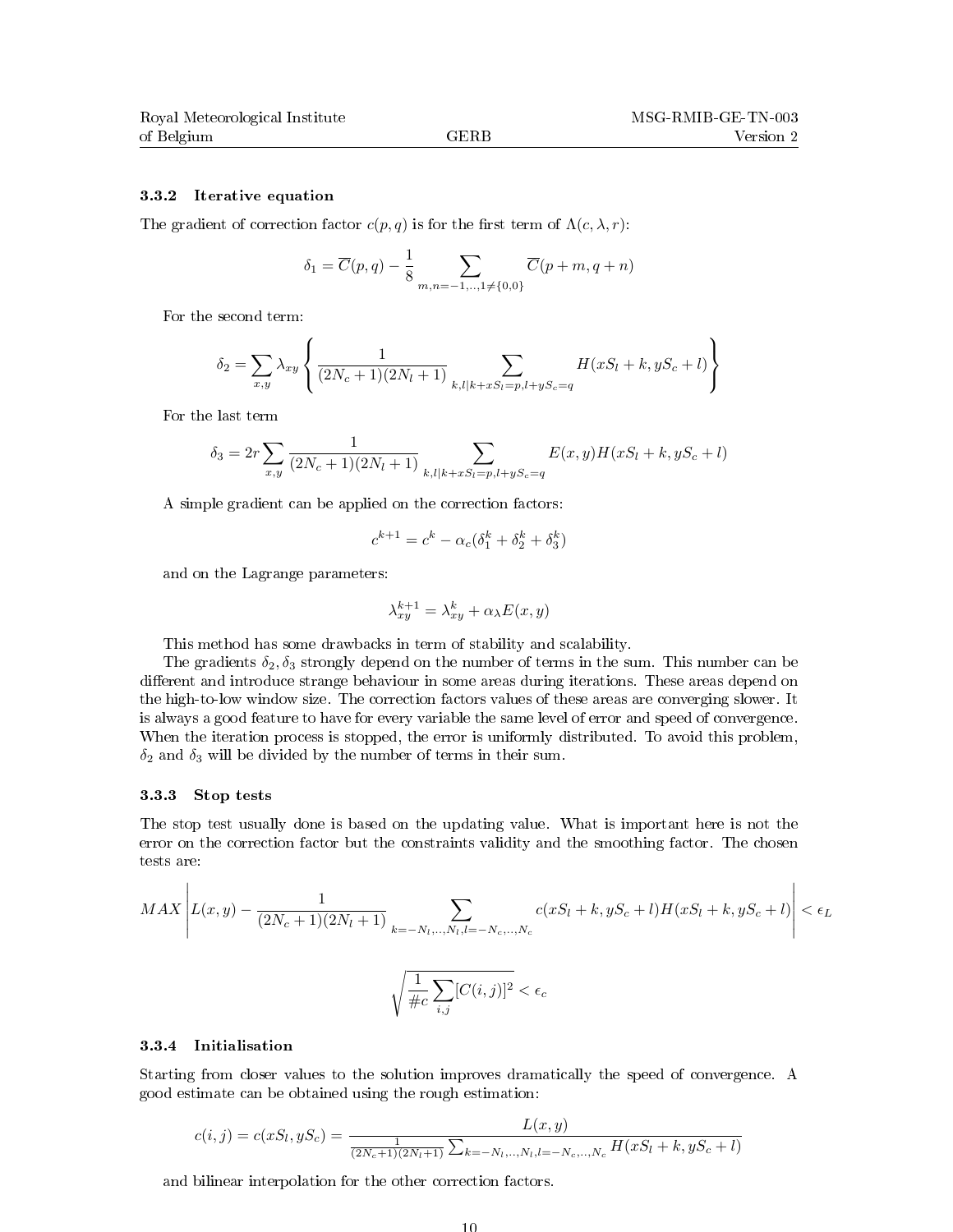### 3.3.2 Iterative equation

The gradient of correction factor $c(p,q)$ is for the first term of $\Lambda(c,\lambda,r)$:

$$\delta_1 = \overline{C}(p,q) - \frac{1}{8} \sum_{m,n=-1,..,1 \neq \{0,0\}} \overline{C}(p+m, q+n)$$

For the second term:

$$\delta_2 = \sum_{x,y} \lambda_{xy} \left\{ \frac{1}{(2N_c+1)(2N_l+1)} \sum_{k,l|k+xS_l=p, l+yS_c=q} H(xS_l+k, yS_c+l) \right\}$$

For the last term

$$\delta_3 = 2r \sum_{x,y} \frac{1}{(2N_c+1)(2N_l+1)} \sum_{k,l|k+xS_l=p, l+yS_c=q} E(x,y) H(xS_l+k, yS_c+l)$$

A simple gradient can be applied on the correction factors:

$$c^{k+1} = c^k - \alpha_c(\delta_1^k + \delta_2^k + \delta_3^k)$$

and on the Lagrange parameters:

$$\lambda_{xy}^{k+1} = \lambda_{xy}^k + \alpha_\lambda E(x,y)$$

This method has some drawbacks in term of stability and scalability.

The gradients $\delta_2, \delta_3$ strongly depend on the number of terms in the sum. This number can be different and introduce strange behaviour in some areas during iterations. These areas depend on the high-to-low window size. The correction factors values of these areas are converging slower. It is always a good feature to have for every variable the same level of error and speed of convergence. When the iteration process is stopped, the error is uniformly distributed. To avoid this problem, $\delta_2$ and $\delta_3$ will be divided by the number of terms in their sum.

### 3.3.3 Stop tests

The stop test usually done is based on the updating value. What is important here is not the error on the correction factor but the constraints validity and the smoothing factor. The chosen tests are:

$$MAX \left| L(x,y) - \frac{1}{(2N_c+1)(2N_l+1)} \sum_{k=-N_l,..,N_l, l=-N_c,..,N_c} c(xS_l+k, yS_c+l) H(xS_l+k, yS_c+l) \right| < \epsilon_L$$

$$\sqrt{\frac{1}{\#c} \sum_{i,j} [C(i,j)]^2} < \epsilon_c$$

### 3.3.4 Initialisation

Starting from closer values to the solution improves dramatically the speed of convergence. A good estimate can be obtained using the rough estimation:

$$c(i,j) = c(xS_l, yS_c) = \frac{L(x,y)}{\frac{1}{(2N_c+1)(2N_l+1)} \sum_{k=-N_l,..,N_l, l=-N_c,..,N_c} H(xS_l+k, yS_c+l)}$$

and bilinear interpolation for the other correction factors.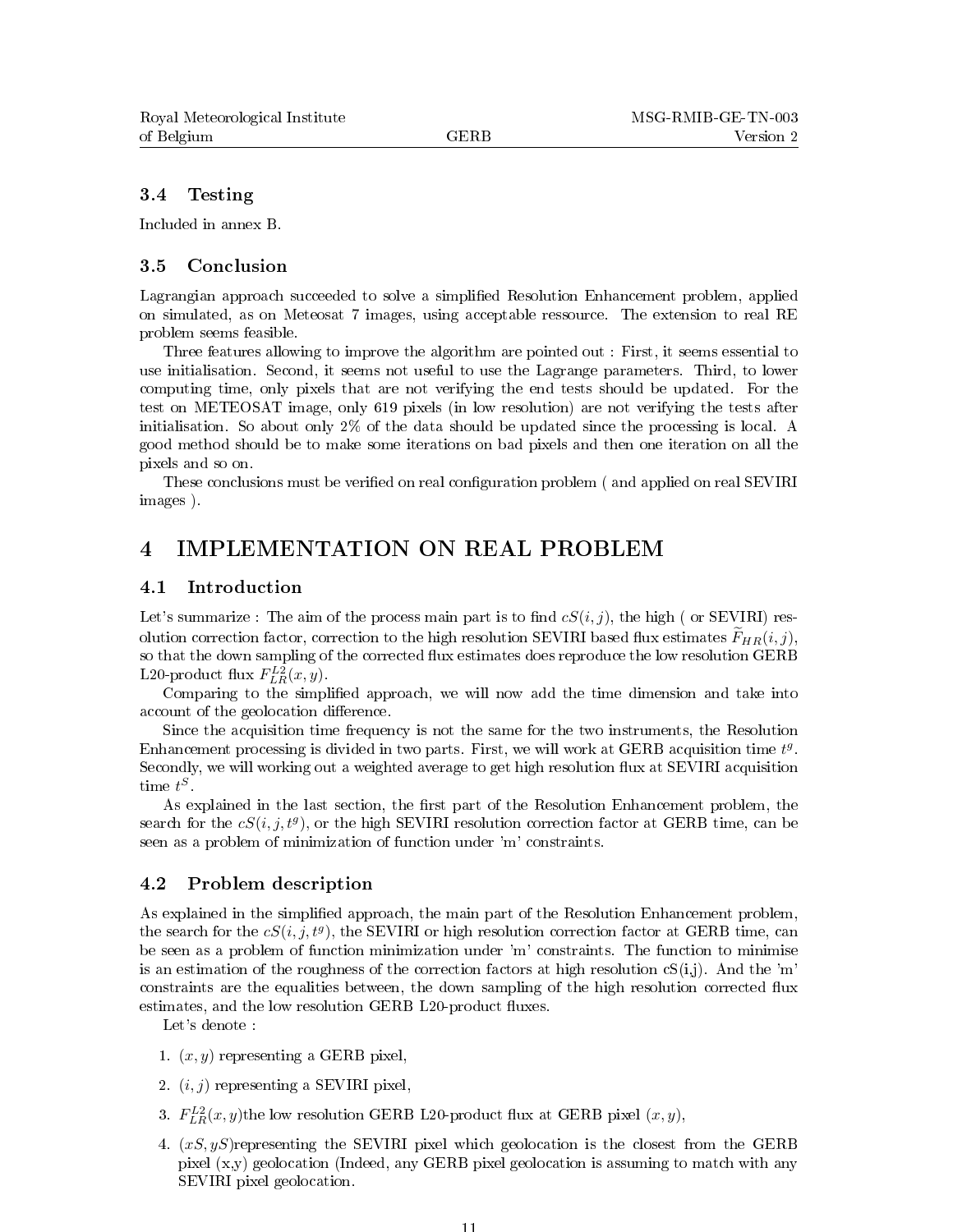### 3.4 Testing

Included in annex B.

### 3.5 Conclusion

Lagrangian approach succeeded to solve a simplified Resolution Enhancement problem, applied on simulated, as on Meteosat 7 images, using acceptable ressource. The extension to real RE problem seems feasible.

Three features allowing to improve the algorithm are pointed out : First, it seems essential to use initialisation. Second, it seems not useful to use the Lagrange parameters. Third, to lower computing time, only pixels that are not verifying the end tests should be updated. For the test on METEOSAT image, only 619 pixels (in low resolution) are not verifying the tests after initialisation. So about only 2% of the data should be updated since the processing is local. A good method should be to make some iterations on bad pixels and then one iteration on all the pixels and so on.

These conclusions must be verified on real configuration problem ( and applied on real SEVIRI images ).

## 4 IMPLEMENTATION ON REAL PROBLEM

### 4.1 Introduction

Let's summarize : The aim of the process main part is to find $cS(i,j)$, the high ( or SEVIRI) resolution correction factor, correction to the high resolution SEVIRI based flux estimates $\widetilde{F}_{HR}(i,j)$, so that the down sampling of the corrected flux estimates does reproduce the low resolution GERB L20-product flux $F^{L2}_{LR}(x,y)$.

Comparing to the simplified approach, we will now add the time dimension and take into account of the geolocation difference.

Since the acquisition time frequency is not the same for the two instruments, the Resolution Enhancement processing is divided in two parts. First, we will work at GERB acquisition time $t^g$. Secondly, we will working out a weighted average to get high resolution flux at SEVIRI acquisition time $t^S$.

As explained in the last section, the first part of the Resolution Enhancement problem, the search for the $cS(i,j,t^g)$, or the high SEVIRI resolution correction factor at GERB time, can be seen as a problem of minimization of function under 'm' constraints.

### 4.2 Problem description

As explained in the simplified approach, the main part of the Resolution Enhancement problem, the search for the $cS(i,j,t^g)$, the SEVIRI or high resolution correction factor at GERB time, can be seen as a problem of function minimization under 'm' constraints. The function to minimise is an estimation of the roughness of the correction factors at high resolution cS(i,j). And the 'm' constraints are the equalities between, the down sampling of the high resolution corrected flux estimates, and the low resolution GERB L20-product fluxes.

Let's denote :

1. $(x,y)$ representing a GERB pixel,
2. $(i,j)$ representing a SEVIRI pixel,
3. $F^{L2}_{LR}(x,y)$the low resolution GERB L20-product flux at GERB pixel $(x,y)$,
4. $(xS,yS)$representing the SEVIRI pixel which geolocation is the closest from the GERB pixel (x,y) geolocation (Indeed, any GERB pixel geolocation is assuming to match with any SEVIRI pixel geolocation.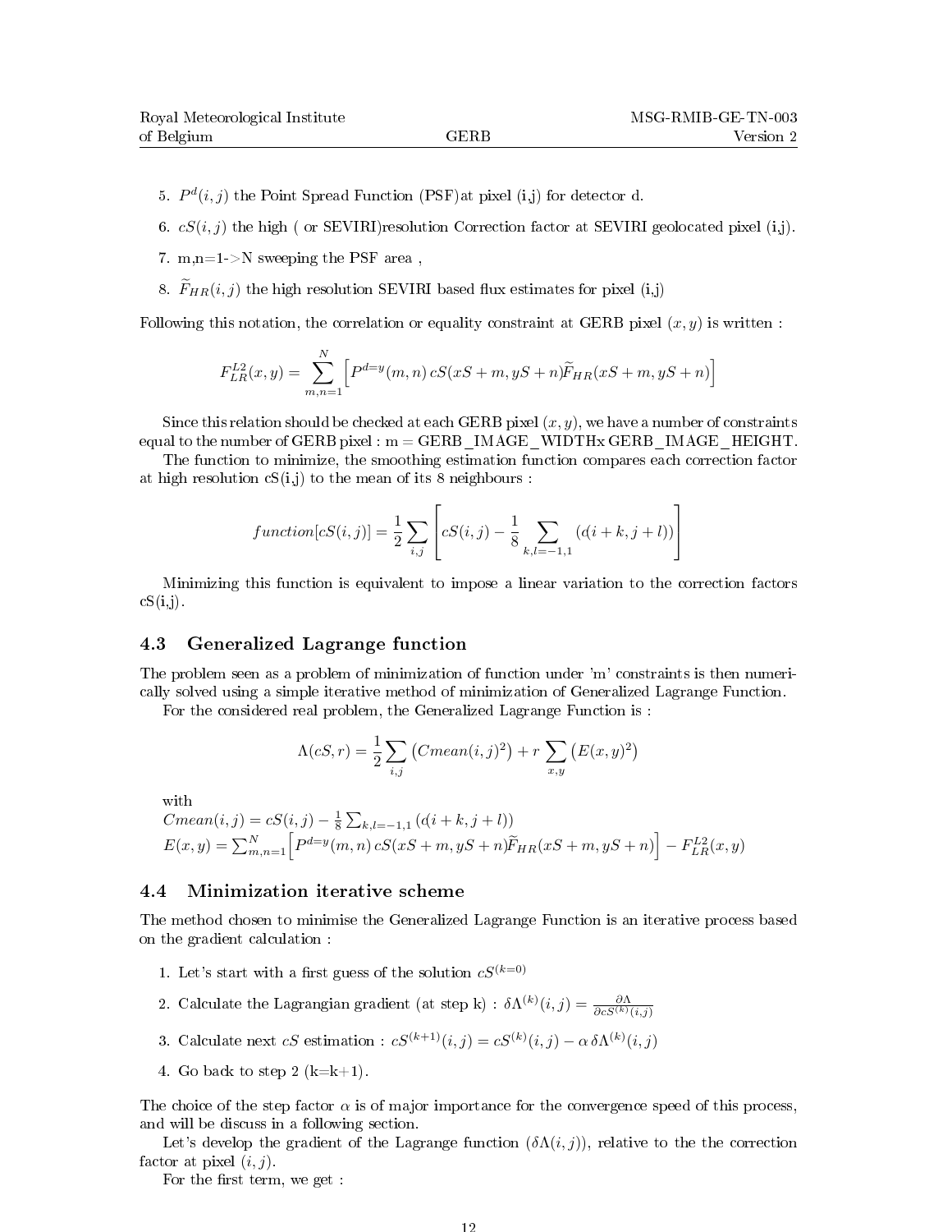5. $P^d(i,j)$ the Point Spread Function (PSF)at pixel (i,j) for detector d.

6. $cS(i,j)$ the high ( or SEVIRI)resolution Correction factor at SEVIRI geolocated pixel (i,j).

7. m,n=1->N sweeping the PSF area ,

8. $\widetilde{F}_{HR}(i,j)$ the high resolution SEVIRI based flux estimates for pixel (i,j)

Following this notation, the correlation or equality constraint at GERB pixel $(x,y)$ is written :

$$F^{L2}_{LR}(x,y) = \sum_{m,n=1}^{N} \Big[ P^{d=y}(m,n)\, cS(xS+m, yS+n) \widetilde{F}_{HR}(xS+m, yS+n) \Big]$$

Since this relation should be checked at each GERB pixel $(x,y)$, we have a number of constraints equal to the number of GERB pixel : m = GERB_IMAGE_WIDTHx GERB_IMAGE_HEIGHT.

The function to minimize, the smoothing estimation function compares each correction factor at high resolution cS(i,j) to the mean of its 8 neighbours :

$$function[cS(i,j)] = \frac{1}{2} \sum_{i,j} \left[ cS(i,j) - \frac{1}{8} \sum_{k,l=-1,1} (c(i+k, j+l)) \right]$$

Minimizing this function is equivalent to impose a linear variation to the correction factors cS(i,j).

## 4.3 Generalized Lagrange function

The problem seen as a problem of minimization of function under 'm' constraints is then numerically solved using a simple iterative method of minimization of Generalized Lagrange Function.

For the considered real problem, the Generalized Lagrange Function is :

$$\Lambda(cS, r) = \frac{1}{2} \sum_{i,j} \left( Cmean(i,j)^2 \right) + r \sum_{x,y} \left( E(x,y)^2 \right)$$

with

$Cmean(i,j) = cS(i,j) - \frac{1}{8} \sum_{k,l=-1,1} (c(i+k, j+l))$

$E(x,y) = \sum_{m,n=1}^{N} \Big[ P^{d=y}(m,n)\, cS(xS+m, yS+n) \widetilde{F}_{HR}(xS+m, yS+n) \Big] - F^{L2}_{LR}(x,y)$

## 4.4 Minimization iterative scheme

The method chosen to minimise the Generalized Lagrange Function is an iterative process based on the gradient calculation :

1. Let's start with a first guess of the solution $cS^{(k=0)}$
2. Calculate the Lagrangian gradient (at step k) : $\delta\Lambda^{(k)}(i,j) = \frac{\partial \Lambda}{\partial cS^{(k)}(i,j)}$
3. Calculate next $cS$ estimation : $cS^{(k+1)}(i,j) = cS^{(k)}(i,j) - \alpha\, \delta\Lambda^{(k)}(i,j)$
4. Go back to step 2 (k=k+1).

The choice of the step factor $\alpha$ is of major importance for the convergence speed of this process, and will be discuss in a following section.

Let's develop the gradient of the Lagrange function ($\delta\Lambda(i,j)$), relative to the the correction factor at pixel $(i,j)$.

For the first term, we get :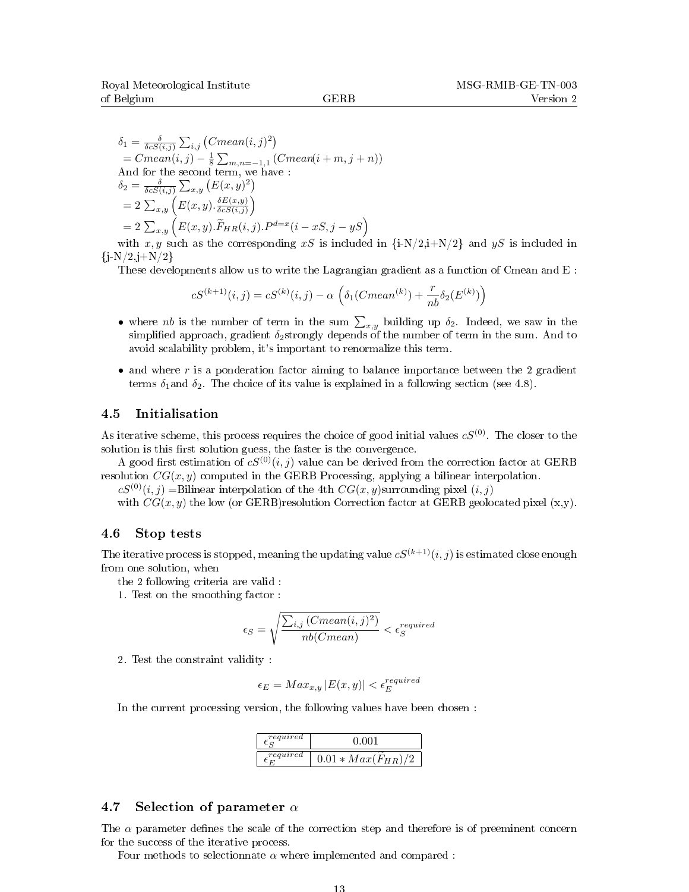$\delta_1 = \frac{\delta}{\delta cS(i,j)} \sum_{i,j} \left(Cmean(i,j)^2\right)$
$= Cmean(i,j) - \frac{1}{8} \sum_{m,n=-1,1} \left(Cmean(i+m, j+n)\right)$
And for the second term, we have :
$\delta_2 = \frac{\delta}{\delta cS(i,j)} \sum_{x,y} \left(E(x,y)^2\right)$
$= 2 \sum_{x,y} \left(E(x,y) . \frac{\delta E(x,y)}{\delta cS(i,j)}\right)$
$= 2 \sum_{x,y} \left(E(x,y) . \widetilde{F}_{HR}(i,j) . P^{d=x}(i - xS, j - yS)\right)$
with $x, y$ such as the corresponding $xS$ is included in {i-N/2,i+N/2} and $yS$ is included in {j-N/2,j+N/2}

These developments allow us to write the Lagrangian gradient as a function of Cmean and E :

$$cS^{(k+1)}(i,j) = cS^{(k)}(i,j) - \alpha \left(\delta_1(Cmean^{(k)}) + \frac{r}{nb}\delta_2(E^{(k)})\right)$$

- where $nb$ is the number of term in the sum $\sum_{x,y}$ building up $\delta_2$. Indeed, we saw in the simplified approach, gradient $\delta_2$strongly depends of the number of term in the sum. And to avoid scalability problem, it's important to renormalize this term.
- and where $r$ is a ponderation factor aiming to balance importance between the 2 gradient terms $\delta_1$and $\delta_2$. The choice of its value is explained in a following section (see 4.8).

### 4.5 Initialisation

As iterative scheme, this process requires the choice of good initial values $cS^{(0)}$. The closer to the solution is this first solution guess, the faster is the convergence.

A good first estimation of $cS^{(0)}(i,j)$ value can be derived from the correction factor at GERB resolution $CG(x,y)$ computed in the GERB Processing, applying a bilinear interpolation.

$cS^{(0)}(i,j)$ =Bilinear interpolation of the 4th $CG(x,y)$surrounding pixel $(i,j)$
with $CG(x,y)$ the low (or GERB)resolution Correction factor at GERB geolocated pixel (x,y).

### 4.6 Stop tests

The iterative process is stopped, meaning the updating value $cS^{(k+1)}(i,j)$ is estimated close enough from one solution, when

the 2 following criteria are valid :

1. Test on the smoothing factor :

$$\epsilon_S = \sqrt{\frac{\sum_{i,j} \left(Cmean(i,j)^2\right)}{nb(Cmean)}} < \epsilon_S^{required}$$

2. Test the constraint validity :

$$\epsilon_E = Max_{x,y} \left|E(x,y)\right| < \epsilon_E^{required}$$

In the current processing version, the following values have been chosen :

| | |
|---|---|
| $\epsilon_S^{required}$ | 0.001 |
| $\epsilon_E^{required}$ | $0.01 * Max(\widetilde{F}_{HR})/2$ |

### 4.7 Selection of parameter $\alpha$

The $\alpha$ parameter defines the scale of the correction step and therefore is of preeminent concern for the success of the iterative process.

Four methods to selectionnate $\alpha$ where implemented and compared :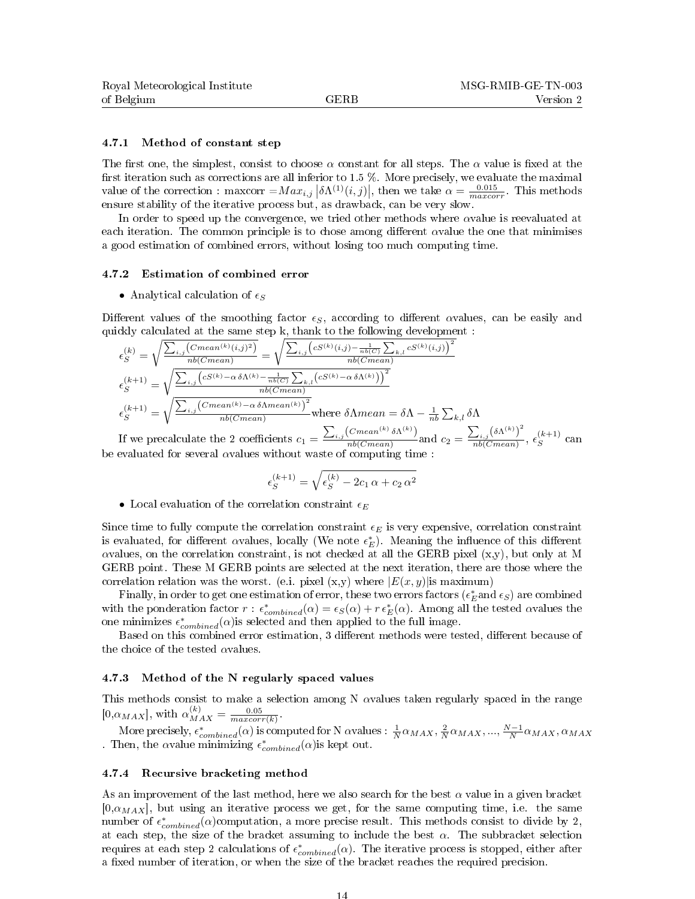### 4.7.1 Method of constant step

The first one, the simplest, consist to choose $\alpha$ constant for all steps. The $\alpha$ value is fixed at the first iteration such as corrections are all inferior to 1.5 %. More precisely, we evaluate the maximal value of the correction : maxcorr $= Max_{i,j} \left|\delta\Lambda^{(1)}(i,j)\right|$, then we take $\alpha = \frac{0.015}{maxcorr}$. This methods ensure stability of the iterative process but, as drawback, can be very slow.

In order to speed up the convergence, we tried other methods where $\alpha$value is reevaluated at each iteration. The common principle is to chose among different $\alpha$value the one that minimises a good estimation of combined errors, without losing too much computing time.

### 4.7.2 Estimation of combined error

- Analytical calculation of $\epsilon_S$

Different values of the smoothing factor $\epsilon_S$, according to different $\alpha$values, can be easily and quickly calculated at the same step k, thank to the following development :

$$\epsilon_S^{(k)} = \sqrt{\frac{\sum_{i,j}\left(Cmean^{(k)}(i,j)^2\right)}{nb(Cmean)}} = \sqrt{\frac{\sum_{i,j}\left(cS^{(k)}(i,j) - \frac{1}{nb(C)}\sum_{k,l} cS^{(k)}(i,j)\right)^2}{nb(Cmean)}}$$

$$\epsilon_S^{(k+1)} = \sqrt{\frac{\sum_{i,j}\left(cS^{(k)} - \alpha\,\delta\Lambda^{(k)} - \frac{1}{nb(C)}\sum_{k,l}\left(cS^{(k)} - \alpha\,\delta\Lambda^{(k)}\right)\right)^2}{nb(Cmean)}}$$

$$\epsilon_S^{(k+1)} = \sqrt{\frac{\sum_{i,j}\left(Cmean^{(k)} - \alpha\,\delta\Lambda mean^{(k)}\right)^2}{nb(Cmean)}} \text{where } \delta\Lambda mean = \delta\Lambda - \frac{1}{nb}\sum_{k,l}\delta\Lambda$$

If we precalculate the 2 coefficients $c_1 = \frac{\sum_{i,j}\left(Cmean^{(k)}\,\delta\Lambda^{(k)}\right)}{nb(Cmean)}$and $c_2 = \frac{\sum_{i,j}\left(\delta\Lambda^{(k)}\right)^2}{nb(Cmean)}$, $\epsilon_S^{(k+1)}$ can be evaluated for several $\alpha$values without waste of computing time :

$$\epsilon_S^{(k+1)} = \sqrt{\epsilon_S^{(k)} - 2c_1\,\alpha + c_2\,\alpha^2}$$

- Local evaluation of the correlation constraint $\epsilon_E$

Since time to fully compute the correlation constraint $\epsilon_E$ is very expensive, correlation constraint is evaluated, for different $\alpha$values, locally (We note $\epsilon_E^*$). Meaning the influence of this different $\alpha$values, on the correlation constraint, is not checked at all the GERB pixel (x,y), but only at M GERB point. These M GERB points are selected at the next iteration, there are those where the correlation relation was the worst. (e.i. pixel (x,y) where $|E(x,y)|$is maximum)

Finally, in order to get one estimation of error, these two errors factors ($\epsilon_E^*$and $\epsilon_S$) are combined with the ponderation factor $r$ : $\epsilon_{combined}^*(\alpha) = \epsilon_S(\alpha) + r\,\epsilon_E^*(\alpha)$. Among all the tested $\alpha$values the one minimizes $\epsilon_{combined}^*(\alpha)$is selected and then applied to the full image.

Based on this combined error estimation, 3 different methods were tested, different because of the choice of the tested $\alpha$values.

### 4.7.3 Method of the N regularly spaced values

This methods consist to make a selection among N $\alpha$values taken regularly spaced in the range [0,$\alpha_{MAX}$], with $\alpha_{MAX}^{(k)} = \frac{0.05}{maxcorr(k)}$.

More precisely, $\epsilon_{combined}^*(\alpha)$ is computed for N $\alpha$values : $\frac{1}{N}\alpha_{MAX}, \frac{2}{N}\alpha_{MAX}, ..., \frac{N-1}{N}\alpha_{MAX}, \alpha_{MAX}$ . Then, the $\alpha$value minimizing $\epsilon_{combined}^*(\alpha)$is kept out.

### 4.7.4 Recursive bracketing method

As an improvement of the last method, here we also search for the best $\alpha$ value in a given bracket [0,$\alpha_{MAX}$], but using an iterative process we get, for the same computing time, i.e. the same number of $\epsilon_{combined}^*(\alpha)$computation, a more precise result. This methods consist to divide by 2, at each step, the size of the bracket assuming to include the best $\alpha$. The subbracket selection requires at each step 2 calculations of $\epsilon_{combined}^*(\alpha)$. The iterative process is stopped, either after a fixed number of iteration, or when the size of the bracket reaches the required precision.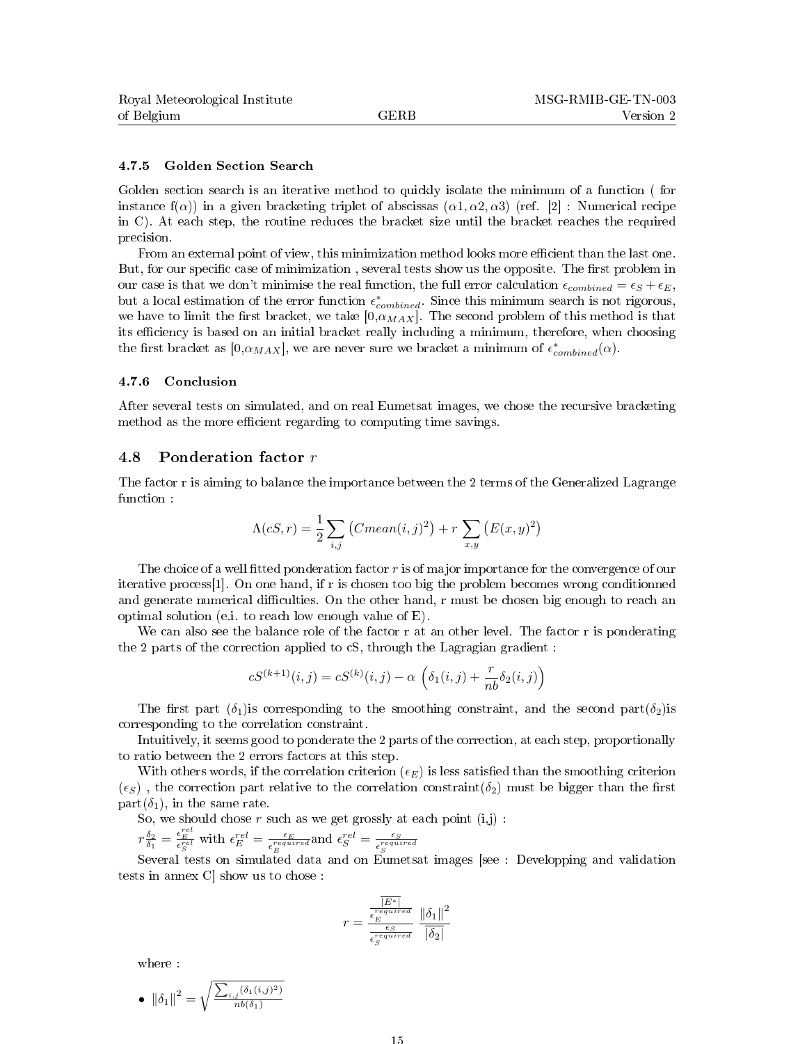### 4.7.5 Golden Section Search

Golden section search is an iterative method to quickly isolate the minimum of a function ( for instance f($\alpha$)) in a given bracketing triplet of abscissas ($\alpha 1, \alpha 2, \alpha 3$) (ref. [2] : Numerical recipe in C). At each step, the routine reduces the bracket size until the bracket reaches the required precision.

From an external point of view, this minimization method looks more efficient than the last one. But, for our specific case of minimization , several tests show us the opposite. The first problem in our case is that we don't minimise the real function, the full error calculation $\epsilon_{combined} = \epsilon_S + \epsilon_E$, but a local estimation of the error function $\epsilon^*_{combined}$. Since this minimum search is not rigorous, we have to limit the first bracket, we take [0,$\alpha_{MAX}$]. The second problem of this method is that its efficiency is based on an initial bracket really including a minimum, therefore, when choosing the first bracket as [0,$\alpha_{MAX}$], we are never sure we bracket a minimum of $\epsilon^*_{combined}(\alpha)$.

### 4.7.6 Conclusion

After several tests on simulated, and on real Eumetsat images, we chose the recursive bracketing method as the more efficient regarding to computing time savings.

## 4.8 Ponderation factor $r$

The factor r is aiming to balance the importance between the 2 terms of the Generalized Lagrange function :

$$\Lambda(cS, r) = \frac{1}{2}\sum_{i,j}\left(Cmean(i,j)^2\right) + r\sum_{x,y}\left(E(x,y)^2\right)$$

The choice of a well fitted ponderation factor $r$ is of major importance for the convergence of our iterative process[1]. On one hand, if r is chosen too big the problem becomes wrong conditionned and generate numerical difficulties. On the other hand, r must be chosen big enough to reach an optimal solution (e.i. to reach low enough value of E).

We can also see the balance role of the factor r at an other level. The factor r is ponderating the 2 parts of the correction applied to cS, through the Lagragian gradient :

$$cS^{(k+1)}(i,j) = cS^{(k)}(i,j) - \alpha\left(\delta_1(i,j) + \frac{r}{nb}\delta_2(i,j)\right)$$

The first part ($\delta_1$)is corresponding to the smoothing constraint, and the second part($\delta_2$)is corresponding to the correlation constraint.

Intuitively, it seems good to ponderate the 2 parts of the correction, at each step, proportionally to ratio between the 2 errors factors at this step.

With others words, if the correlation criterion ($\epsilon_E$) is less satisfied than the smoothing criterion ($\epsilon_S$) , the correction part relative to the correlation constraint($\delta_2$) must be bigger than the first part($\delta_1$), in the same rate.

So, we should chose $r$ such as we get grossly at each point (i,j) :

$r\frac{\delta_2}{\delta_1} = \frac{\epsilon_E^{rel}}{\epsilon_S^{rel}}$ with $\epsilon_E^{rel} = \frac{\epsilon_E}{\epsilon_E^{required}}$and $\epsilon_S^{rel} = \frac{\epsilon_S}{\epsilon_S^{required}}$

Several tests on simulated data and on Eumetsat images [see : Developping and validation tests in annex C] show us to chose :

$$r = \frac{\frac{\overline{|E^*|}}{\epsilon_E^{required}}}{\frac{\epsilon_S}{\epsilon_S^{required}}}\ \frac{\|\delta_1\|^2}{\overline{|\delta_2|}}$$

where :

- $\|\delta_1\|^2 = \sqrt{\frac{\sum_{i,j}(\delta_1(i,j)^2)}{nb(\delta_1)}}$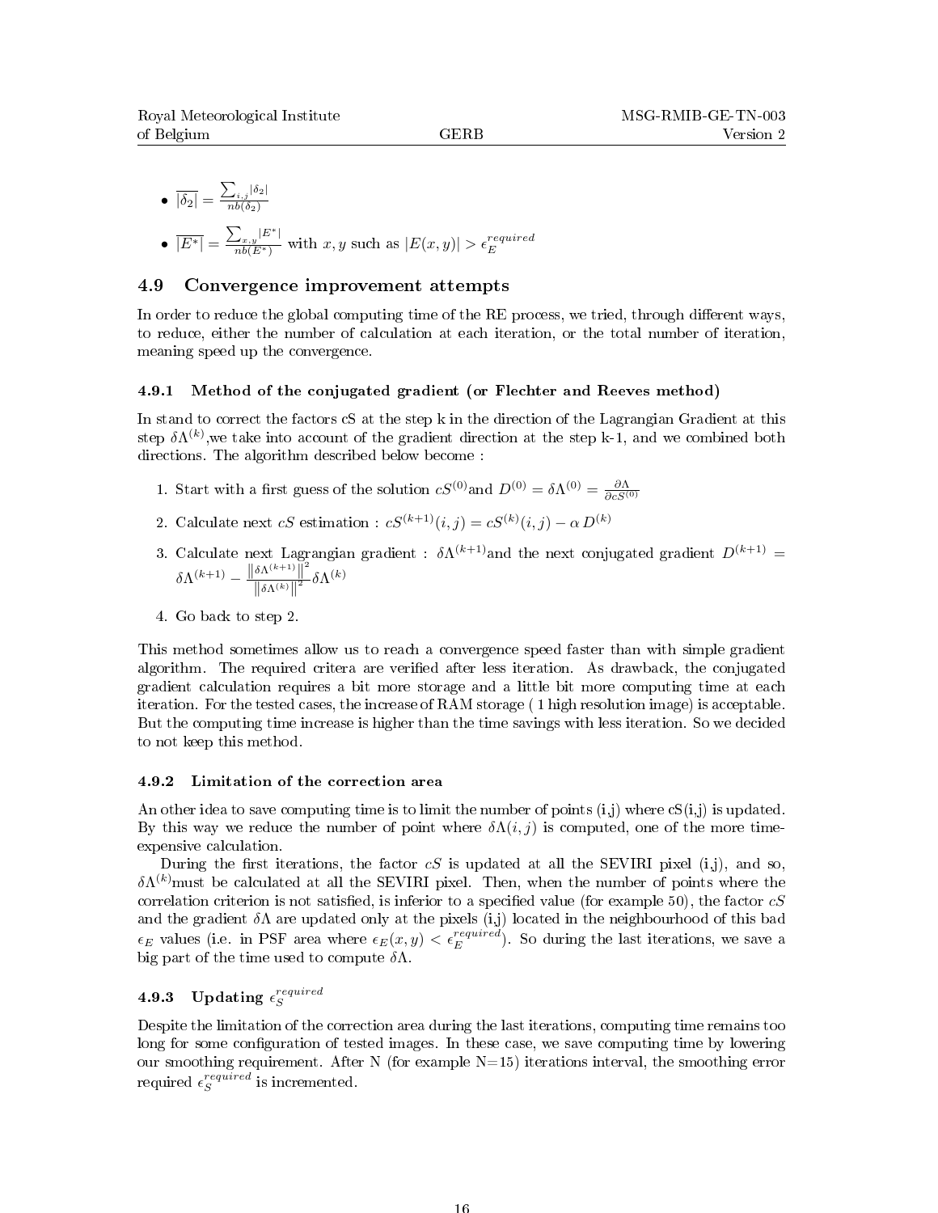- $\overline{|\delta_2|} = \frac{\sum_{i,j} |\delta_2|}{nb(\delta_2)}$
- $\overline{|E^*|} = \frac{\sum_{x,y} |E^*|}{nb(E^*)}$ with $x, y$ such as $|E(x,y)| > \epsilon_E^{required}$

## 4.9 Convergence improvement attempts

In order to reduce the global computing time of the RE process, we tried, through different ways, to reduce, either the number of calculation at each iteration, or the total number of iteration, meaning speed up the convergence.

### 4.9.1 Method of the conjugated gradient (or Flechter and Reeves method)

In stand to correct the factors cS at the step k in the direction of the Lagrangian Gradient at this step $\delta\Lambda^{(k)}$,we take into account of the gradient direction at the step k-1, and we combined both directions. The algorithm described below become :

1. Start with a first guess of the solution $cS^{(0)}$and $D^{(0)} = \delta\Lambda^{(0)} = \frac{\partial \Lambda}{\partial cS^{(0)}}$
2. Calculate next $cS$ estimation : $cS^{(k+1)}(i,j) = cS^{(k)}(i,j) - \alpha \, D^{(k)}$
3. Calculate next Lagrangian gradient : $\delta\Lambda^{(k+1)}$and the next conjugated gradient $D^{(k+1)} = \delta\Lambda^{(k+1)} - \frac{\left\| \delta\Lambda^{(k+1)} \right\|^2}{\left\| \delta\Lambda^{(k)} \right\|^2} \delta\Lambda^{(k)}$
4. Go back to step 2.

This method sometimes allow us to reach a convergence speed faster than with simple gradient algorithm. The required critera are verified after less iteration. As drawback, the conjugated gradient calculation requires a bit more storage and a little bit more computing time at each iteration. For the tested cases, the increase of RAM storage ( 1 high resolution image) is acceptable. But the computing time increase is higher than the time savings with less iteration. So we decided to not keep this method.

### 4.9.2 Limitation of the correction area

An other idea to save computing time is to limit the number of points (i,j) where cS(i,j) is updated. By this way we reduce the number of point where $\delta\Lambda(i,j)$ is computed, one of the more time-expensive calculation.

During the first iterations, the factor $cS$ is updated at all the SEVIRI pixel (i,j), and so, $\delta\Lambda^{(k)}$must be calculated at all the SEVIRI pixel. Then, when the number of points where the correlation criterion is not satisfied, is inferior to a specified value (for example 50), the factor $cS$ and the gradient $\delta\Lambda$ are updated only at the pixels (i,j) located in the neighbourhood of this bad $\epsilon_E$ values (i.e. in PSF area where $\epsilon_E(x,y) < \epsilon_E^{required}$). So during the last iterations, we save a big part of the time used to compute $\delta\Lambda$.

### 4.9.3 Updating $\epsilon_S^{required}$

Despite the limitation of the correction area during the last iterations, computing time remains too long for some configuration of tested images. In these case, we save computing time by lowering our smoothing requirement. After N (for example N=15) iterations interval, the smoothing error required $\epsilon_S^{required}$ is incremented.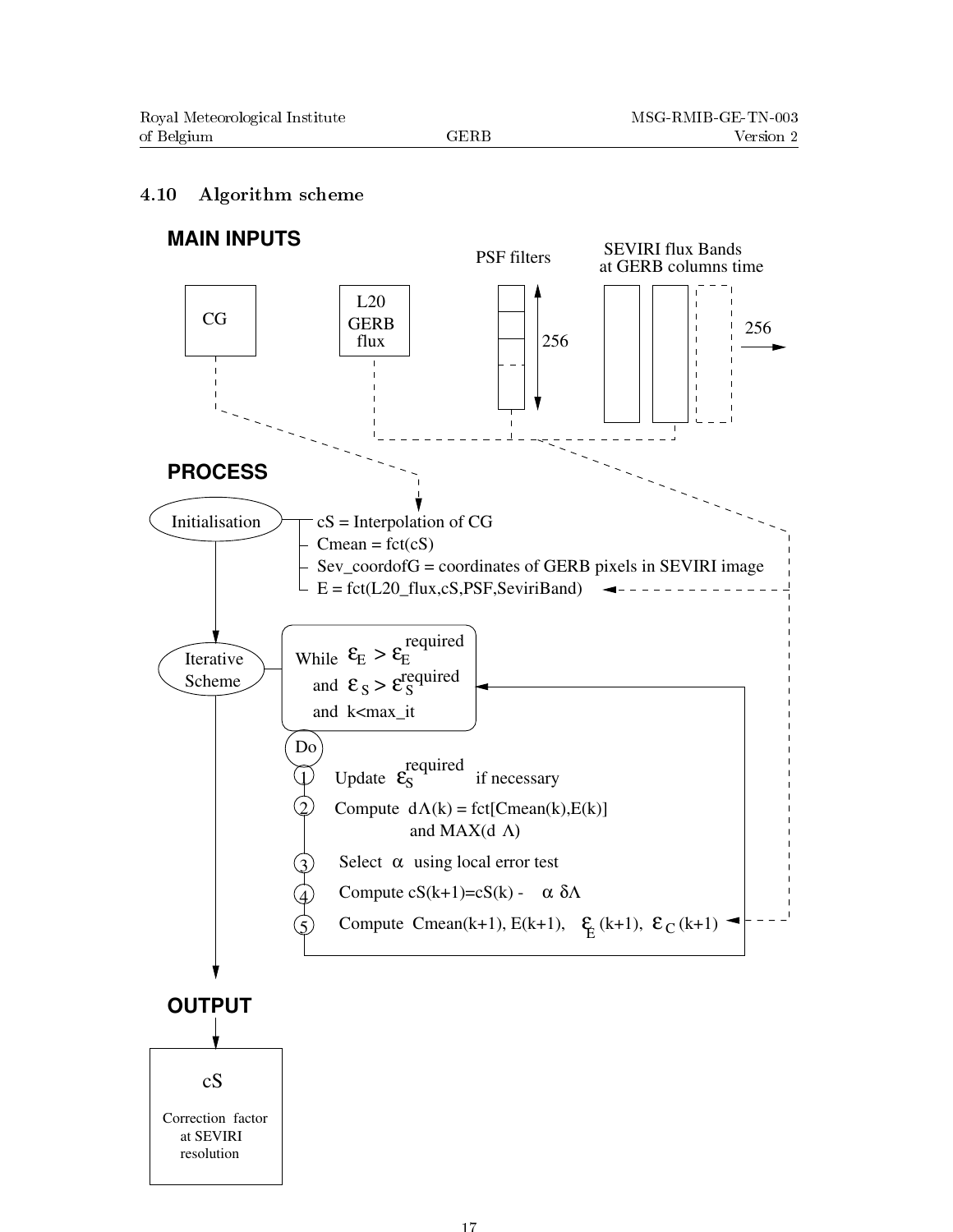## 4.10 Algorithm scheme

**MAIN INPUTS**

CG

L20 GERB flux

PSF filters — 256

SEVIRI flux Bands at GERB columns time — 256

**PROCESS**

Initialisation

- cS = Interpolation of CG
- Cmean = fct(cS)
- Sev_coordofG = coordinates of GERB pixels in SEVIRI image
- E = fct(L20_flux,cS,PSF,SeviriBand)

Iterative Scheme

While $\varepsilon_E > \varepsilon_E^{required}$
and $\varepsilon_S > \varepsilon_S^{required}$
and k<max_it

Do

1. Update $\varepsilon_S^{required}$ if necessary
2. Compute $d\Lambda(k)$ = fct[Cmean(k),E(k)] and MAX($d\Lambda$)
3. Select $\alpha$ using local error test
4. Compute cS(k+1)=cS(k) - $\alpha\ \delta\Lambda$
5. Compute Cmean(k+1), E(k+1), $\varepsilon_E$(k+1), $\varepsilon_C$(k+1)

**OUTPUT**

cS

Correction factor at SEVIRI resolution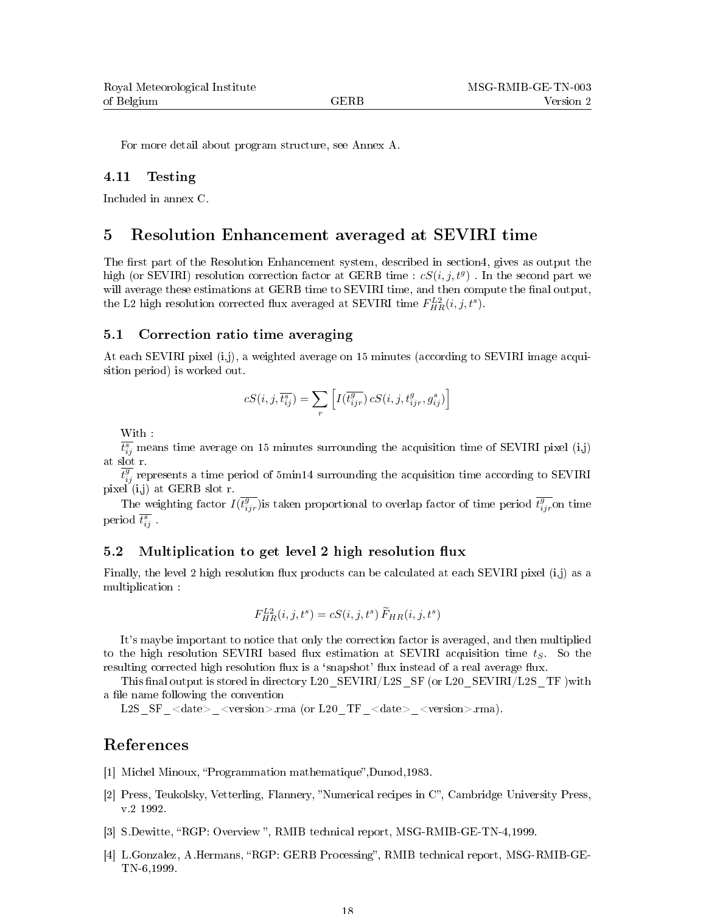For more detail about program structure, see Annex A.

### 4.11 Testing

Included in annex C.

## 5 Resolution Enhancement averaged at SEVIRI time

The first part of the Resolution Enhancement system, described in section4, gives as output the high (or SEVIRI) resolution correction factor at GERB time : $cS(i,j,t^g)$ . In the second part we will average these estimations at GERB time to SEVIRI time, and then compute the final output, the L2 high resolution corrected flux averaged at SEVIRI time $F_{HR}^{L2}(i,j,t^s)$.

### 5.1 Correction ratio time averaging

At each SEVIRI pixel (i,j), a weighted average on 15 minutes (according to SEVIRI image acquisition period) is worked out.

$$cS(i,j,\overline{t_{ij}^s}) = \sum_r \left[ I(\overline{t_{ijr}^g})\, cS(i,j,t_{ijr}^g, g_{ij}^s) \right]$$

With :

$\overline{t_{ij}^s}$ means time average on 15 minutes surrounding the acquisition time of SEVIRI pixel (i,j) at slot r.

$\overline{t_{ij}^g}$ represents a time period of 5min14 surrounding the acquisition time according to SEVIRI pixel (i,j) at GERB slot r.

The weighting factor $I(\overline{t_{ijr}^g})$is taken proportional to overlap factor of time period $\overline{t_{ijr}^g}$on time period $\overline{t_{ij}^s}$ .

### 5.2 Multiplication to get level 2 high resolution flux

Finally, the level 2 high resolution flux products can be calculated at each SEVIRI pixel (i,j) as a multiplication :

$$F_{HR}^{L2}(i,j,t^s) = cS(i,j,t^s)\, \widetilde{F}_{HR}(i,j,t^s)$$

It's maybe important to notice that only the correction factor is averaged, and then multiplied to the high resolution SEVIRI based flux estimation at SEVIRI acquisition time $t_S$. So the resulting corrected high resolution flux is a 'snapshot' flux instead of a real average flux.

This final output is stored in directory L20_SEVIRI/L2S_SF (or L20_SEVIRI/L2S_TF )with a file name following the convention

L2S_SF_<date>_<version>.rma (or L20_TF_<date>_<version>.rma).

## References

[1] Michel Minoux, "Programmation mathematique",Dunod,1983.

[2] Press, Teukolsky, Vetterling, Flannery, "Numerical recipes in C", Cambridge University Press, v.2 1992.

[3] S.Dewitte, "RGP: Overview ", RMIB technical report, MSG-RMIB-GE-TN-4,1999.

[4] L.Gonzalez, A.Hermans, "RGP: GERB Processing", RMIB technical report, MSG-RMIB-GE-TN-6,1999.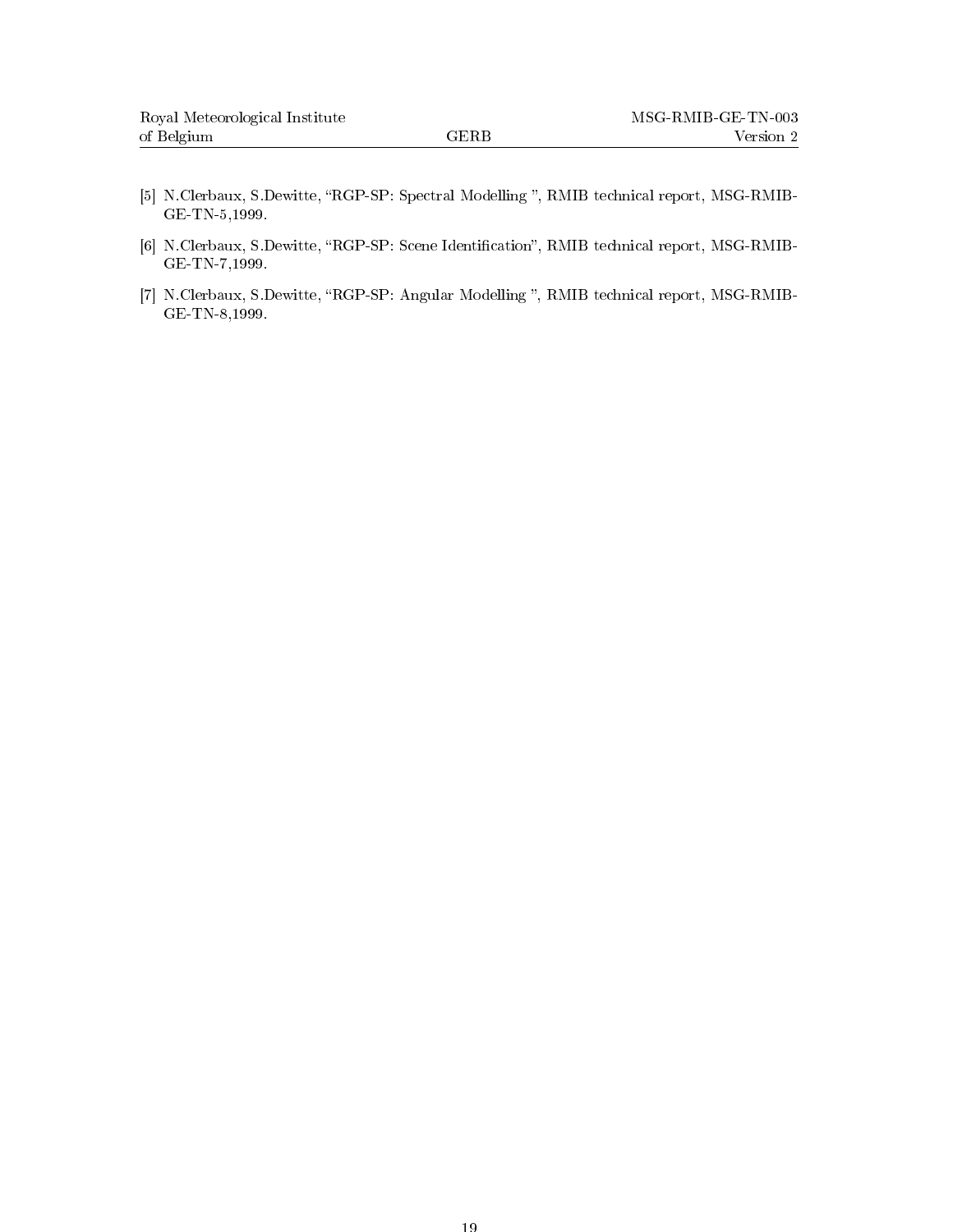[5] N.Clerbaux, S.Dewitte, “RGP-SP: Spectral Modelling ”, RMIB technical report, MSG-RMIB-GE-TN-5,1999.

[6] N.Clerbaux, S.Dewitte, “RGP-SP: Scene Identification”, RMIB technical report, MSG-RMIB-GE-TN-7,1999.

[7] N.Clerbaux, S.Dewitte, “RGP-SP: Angular Modelling ”, RMIB technical report, MSG-RMIB-GE-TN-8,1999.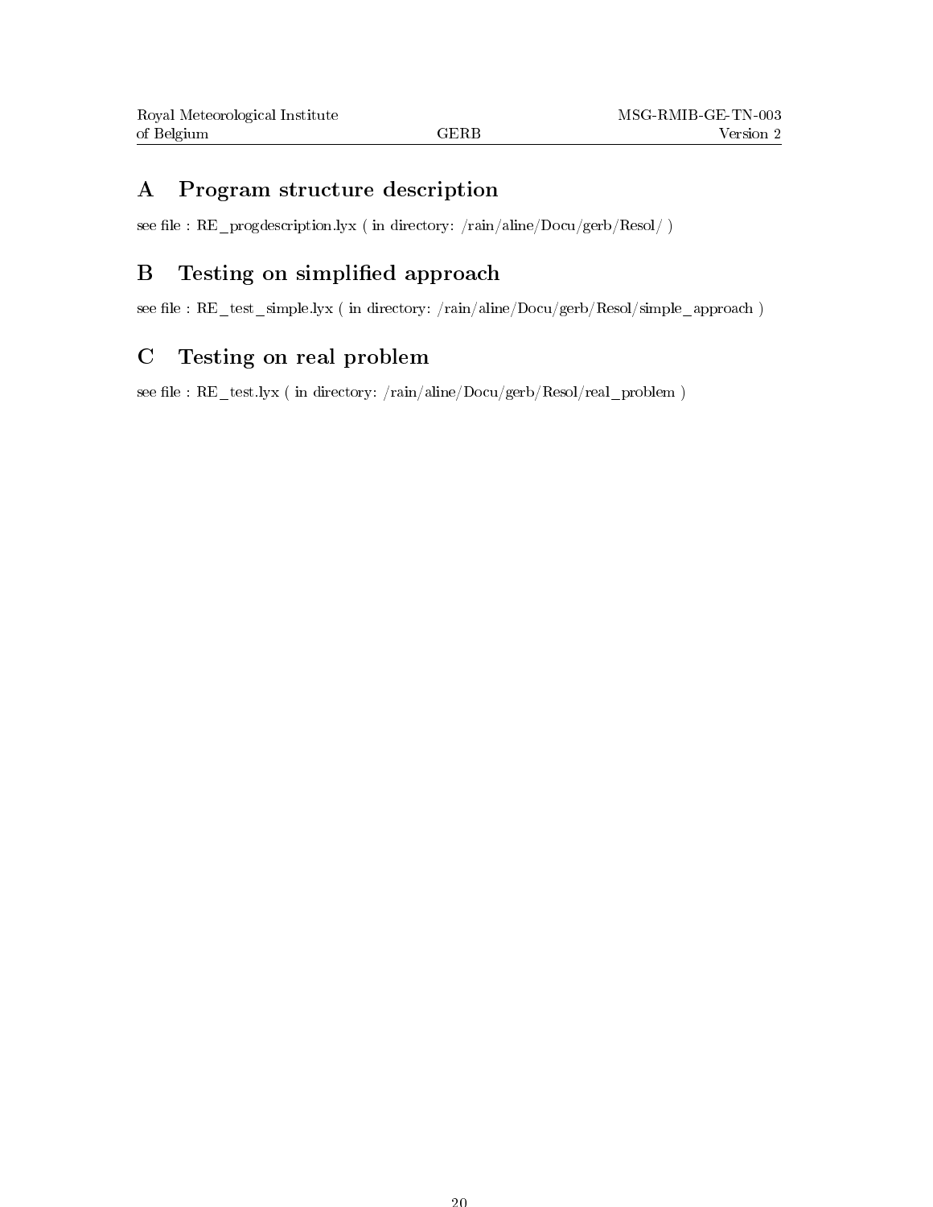# A Program structure description

see file : RE_progdescription.lyx ( in directory: /rain/aline/Docu/gerb/Resol/ )

# B Testing on simplified approach

see file : RE_test_simple.lyx ( in directory: /rain/aline/Docu/gerb/Resol/simple_approach )

# C Testing on real problem

see file : RE_test.lyx ( in directory: /rain/aline/Docu/gerb/Resol/real_problem )